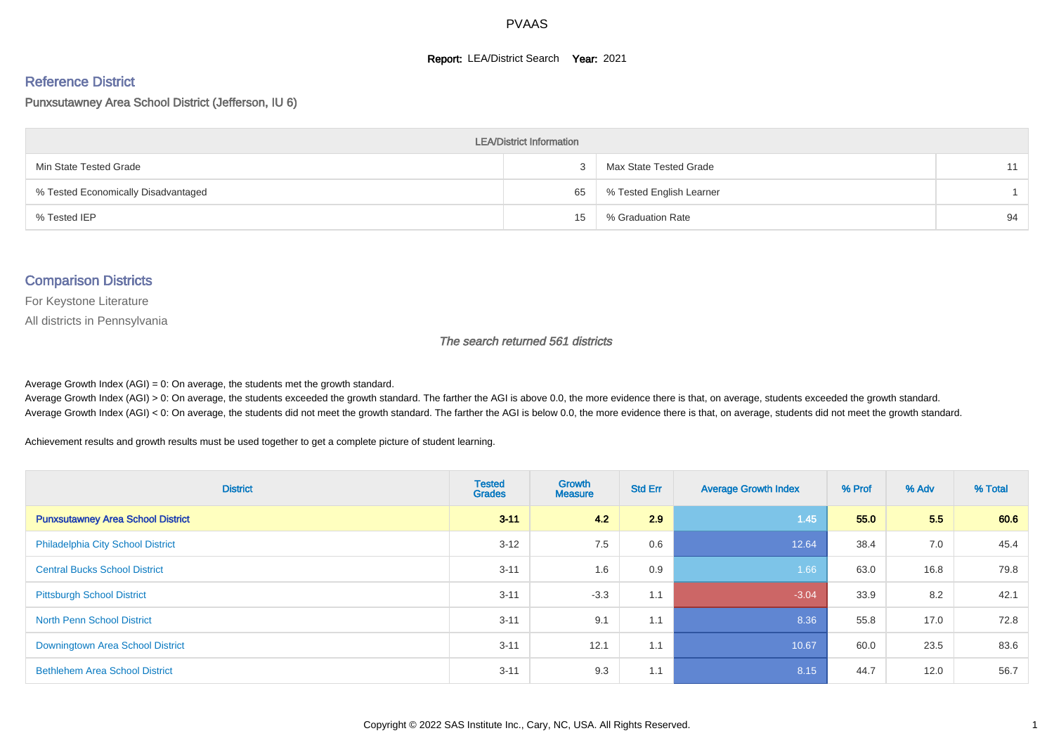# PVAAS

**Report:** LEA/District Search **Year:** 2021

## Reference District

Punxsutawney Area School District (Jefferson, IU 6)

| LEA/District Information | | | |
|---|---|---|---|
| Min State Tested Grade | 3 | Max State Tested Grade | 11 |
| % Tested Economically Disadvantaged | 65 | % Tested English Learner | 1 |
| % Tested IEP | 15 | % Graduation Rate | 94 |

## Comparison Districts

For Keystone Literature

All districts in Pennsylvania

*The search returned 561 districts*

Average Growth Index (AGI) = 0: On average, the students met the growth standard.

Average Growth Index (AGI) > 0: On average, the students exceeded the growth standard. The farther the AGI is above 0.0, the more evidence there is that, on average, students exceeded the growth standard.

Average Growth Index (AGI) < 0: On average, the students did not meet the growth standard. The farther the AGI is below 0.0, the more evidence there is that, on average, students did not meet the growth standard.

Achievement results and growth results must be used together to get a complete picture of student learning.

| District | Tested Grades | Growth Measure | Std Err | Average Growth Index | % Prof | % Adv | % Total |
|---|---|---|---|---|---|---|---|
| **Punxsutawney Area School District** | **3-11** | **4.2** | **2.9** | **1.45** | **55.0** | **5.5** | **60.6** |
| Philadelphia City School District | 3-12 | 7.5 | 0.6 | 12.64 | 38.4 | 7.0 | 45.4 |
| Central Bucks School District | 3-11 | 1.6 | 0.9 | 1.66 | 63.0 | 16.8 | 79.8 |
| Pittsburgh School District | 3-11 | -3.3 | 1.1 | -3.04 | 33.9 | 8.2 | 42.1 |
| North Penn School District | 3-11 | 9.1 | 1.1 | 8.36 | 55.8 | 17.0 | 72.8 |
| Downingtown Area School District | 3-11 | 12.1 | 1.1 | 10.67 | 60.0 | 23.5 | 83.6 |
| Bethlehem Area School District | 3-11 | 9.3 | 1.1 | 8.15 | 44.7 | 12.0 | 56.7 |

Copyright © 2022 SAS Institute Inc., Cary, NC, USA. All Rights Reserved.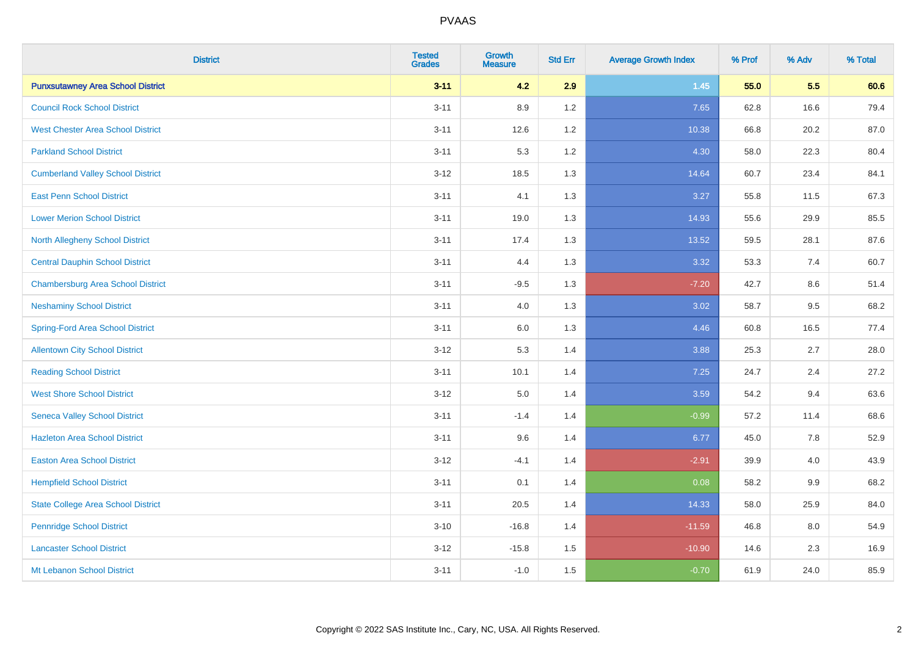| District | Tested Grades | Growth Measure | Std Err | Average Growth Index | % Prof | % Adv | % Total |
|---|---|---|---|---|---|---|---|
| **Punxsutawney Area School District** | **3-11** | **4.2** | **2.9** | **1.45** | **55.0** | **5.5** | **60.6** |
| Council Rock School District | 3-11 | 8.9 | 1.2 | 7.65 | 62.8 | 16.6 | 79.4 |
| West Chester Area School District | 3-11 | 12.6 | 1.2 | 10.38 | 66.8 | 20.2 | 87.0 |
| Parkland School District | 3-11 | 5.3 | 1.2 | 4.30 | 58.0 | 22.3 | 80.4 |
| Cumberland Valley School District | 3-12 | 18.5 | 1.3 | 14.64 | 60.7 | 23.4 | 84.1 |
| East Penn School District | 3-11 | 4.1 | 1.3 | 3.27 | 55.8 | 11.5 | 67.3 |
| Lower Merion School District | 3-11 | 19.0 | 1.3 | 14.93 | 55.6 | 29.9 | 85.5 |
| North Allegheny School District | 3-11 | 17.4 | 1.3 | 13.52 | 59.5 | 28.1 | 87.6 |
| Central Dauphin School District | 3-11 | 4.4 | 1.3 | 3.32 | 53.3 | 7.4 | 60.7 |
| Chambersburg Area School District | 3-11 | -9.5 | 1.3 | -7.20 | 42.7 | 8.6 | 51.4 |
| Neshaminy School District | 3-11 | 4.0 | 1.3 | 3.02 | 58.7 | 9.5 | 68.2 |
| Spring-Ford Area School District | 3-11 | 6.0 | 1.3 | 4.46 | 60.8 | 16.5 | 77.4 |
| Allentown City School District | 3-12 | 5.3 | 1.4 | 3.88 | 25.3 | 2.7 | 28.0 |
| Reading School District | 3-11 | 10.1 | 1.4 | 7.25 | 24.7 | 2.4 | 27.2 |
| West Shore School District | 3-12 | 5.0 | 1.4 | 3.59 | 54.2 | 9.4 | 63.6 |
| Seneca Valley School District | 3-11 | -1.4 | 1.4 | -0.99 | 57.2 | 11.4 | 68.6 |
| Hazleton Area School District | 3-11 | 9.6 | 1.4 | 6.77 | 45.0 | 7.8 | 52.9 |
| Easton Area School District | 3-12 | -4.1 | 1.4 | -2.91 | 39.9 | 4.0 | 43.9 |
| Hempfield School District | 3-11 | 0.1 | 1.4 | 0.08 | 58.2 | 9.9 | 68.2 |
| State College Area School District | 3-11 | 20.5 | 1.4 | 14.33 | 58.0 | 25.9 | 84.0 |
| Pennridge School District | 3-10 | -16.8 | 1.4 | -11.59 | 46.8 | 8.0 | 54.9 |
| Lancaster School District | 3-12 | -15.8 | 1.5 | -10.90 | 14.6 | 2.3 | 16.9 |
| Mt Lebanon School District | 3-11 | -1.0 | 1.5 | -0.70 | 61.9 | 24.0 | 85.9 |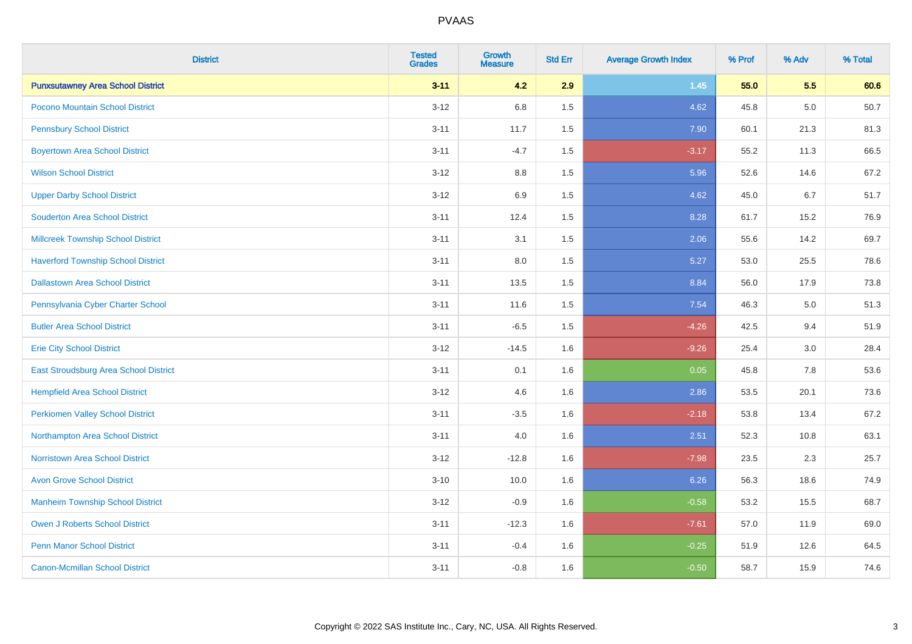# PVAAS

| District | Tested Grades | Growth Measure | Std Err | Average Growth Index | % Prof | % Adv | % Total |
|---|---|---|---|---|---|---|---|
| **Punxsutawney Area School District** | **3-11** | **4.2** | **2.9** | **1.45** | **55.0** | **5.5** | **60.6** |
| Pocono Mountain School District | 3-12 | 6.8 | 1.5 | 4.62 | 45.8 | 5.0 | 50.7 |
| Pennsbury School District | 3-11 | 11.7 | 1.5 | 7.90 | 60.1 | 21.3 | 81.3 |
| Boyertown Area School District | 3-11 | -4.7 | 1.5 | -3.17 | 55.2 | 11.3 | 66.5 |
| Wilson School District | 3-12 | 8.8 | 1.5 | 5.96 | 52.6 | 14.6 | 67.2 |
| Upper Darby School District | 3-12 | 6.9 | 1.5 | 4.62 | 45.0 | 6.7 | 51.7 |
| Souderton Area School District | 3-11 | 12.4 | 1.5 | 8.28 | 61.7 | 15.2 | 76.9 |
| Millcreek Township School District | 3-11 | 3.1 | 1.5 | 2.06 | 55.6 | 14.2 | 69.7 |
| Haverford Township School District | 3-11 | 8.0 | 1.5 | 5.27 | 53.0 | 25.5 | 78.6 |
| Dallastown Area School District | 3-11 | 13.5 | 1.5 | 8.84 | 56.0 | 17.9 | 73.8 |
| Pennsylvania Cyber Charter School | 3-11 | 11.6 | 1.5 | 7.54 | 46.3 | 5.0 | 51.3 |
| Butler Area School District | 3-11 | -6.5 | 1.5 | -4.26 | 42.5 | 9.4 | 51.9 |
| Erie City School District | 3-12 | -14.5 | 1.6 | -9.26 | 25.4 | 3.0 | 28.4 |
| East Stroudsburg Area School District | 3-11 | 0.1 | 1.6 | 0.05 | 45.8 | 7.8 | 53.6 |
| Hempfield Area School District | 3-12 | 4.6 | 1.6 | 2.86 | 53.5 | 20.1 | 73.6 |
| Perkiomen Valley School District | 3-11 | -3.5 | 1.6 | -2.18 | 53.8 | 13.4 | 67.2 |
| Northampton Area School District | 3-11 | 4.0 | 1.6 | 2.51 | 52.3 | 10.8 | 63.1 |
| Norristown Area School District | 3-12 | -12.8 | 1.6 | -7.98 | 23.5 | 2.3 | 25.7 |
| Avon Grove School District | 3-10 | 10.0 | 1.6 | 6.26 | 56.3 | 18.6 | 74.9 |
| Manheim Township School District | 3-12 | -0.9 | 1.6 | -0.58 | 53.2 | 15.5 | 68.7 |
| Owen J Roberts School District | 3-11 | -12.3 | 1.6 | -7.61 | 57.0 | 11.9 | 69.0 |
| Penn Manor School District | 3-11 | -0.4 | 1.6 | -0.25 | 51.9 | 12.6 | 64.5 |
| Canon-Mcmillan School District | 3-11 | -0.8 | 1.6 | -0.50 | 58.7 | 15.9 | 74.6 |

Copyright © 2022 SAS Institute Inc., Cary, NC, USA. All Rights Reserved.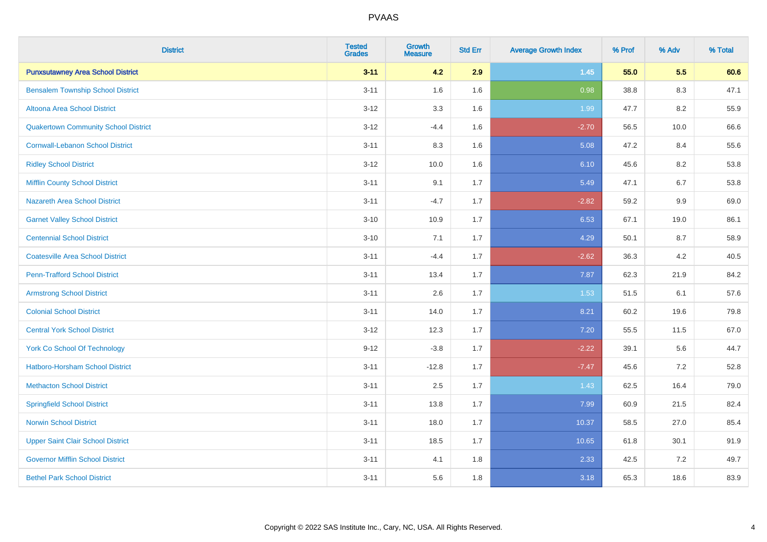| District | Tested Grades | Growth Measure | Std Err | Average Growth Index | % Prof | % Adv | % Total |
|---|---|---|---|---|---|---|---|
| **Punxsutawney Area School District** | **3-11** | **4.2** | **2.9** | **1.45** | **55.0** | **5.5** | **60.6** |
| Bensalem Township School District | 3-11 | 1.6 | 1.6 | 0.98 | 38.8 | 8.3 | 47.1 |
| Altoona Area School District | 3-12 | 3.3 | 1.6 | 1.99 | 47.7 | 8.2 | 55.9 |
| Quakertown Community School District | 3-12 | -4.4 | 1.6 | -2.70 | 56.5 | 10.0 | 66.6 |
| Cornwall-Lebanon School District | 3-11 | 8.3 | 1.6 | 5.08 | 47.2 | 8.4 | 55.6 |
| Ridley School District | 3-12 | 10.0 | 1.6 | 6.10 | 45.6 | 8.2 | 53.8 |
| Mifflin County School District | 3-11 | 9.1 | 1.7 | 5.49 | 47.1 | 6.7 | 53.8 |
| Nazareth Area School District | 3-11 | -4.7 | 1.7 | -2.82 | 59.2 | 9.9 | 69.0 |
| Garnet Valley School District | 3-10 | 10.9 | 1.7 | 6.53 | 67.1 | 19.0 | 86.1 |
| Centennial School District | 3-10 | 7.1 | 1.7 | 4.29 | 50.1 | 8.7 | 58.9 |
| Coatesville Area School District | 3-11 | -4.4 | 1.7 | -2.62 | 36.3 | 4.2 | 40.5 |
| Penn-Trafford School District | 3-11 | 13.4 | 1.7 | 7.87 | 62.3 | 21.9 | 84.2 |
| Armstrong School District | 3-11 | 2.6 | 1.7 | 1.53 | 51.5 | 6.1 | 57.6 |
| Colonial School District | 3-11 | 14.0 | 1.7 | 8.21 | 60.2 | 19.6 | 79.8 |
| Central York School District | 3-12 | 12.3 | 1.7 | 7.20 | 55.5 | 11.5 | 67.0 |
| York Co School Of Technology | 9-12 | -3.8 | 1.7 | -2.22 | 39.1 | 5.6 | 44.7 |
| Hatboro-Horsham School District | 3-11 | -12.8 | 1.7 | -7.47 | 45.6 | 7.2 | 52.8 |
| Methacton School District | 3-11 | 2.5 | 1.7 | 1.43 | 62.5 | 16.4 | 79.0 |
| Springfield School District | 3-11 | 13.8 | 1.7 | 7.99 | 60.9 | 21.5 | 82.4 |
| Norwin School District | 3-11 | 18.0 | 1.7 | 10.37 | 58.5 | 27.0 | 85.4 |
| Upper Saint Clair School District | 3-11 | 18.5 | 1.7 | 10.65 | 61.8 | 30.1 | 91.9 |
| Governor Mifflin School District | 3-11 | 4.1 | 1.8 | 2.33 | 42.5 | 7.2 | 49.7 |
| Bethel Park School District | 3-11 | 5.6 | 1.8 | 3.18 | 65.3 | 18.6 | 83.9 |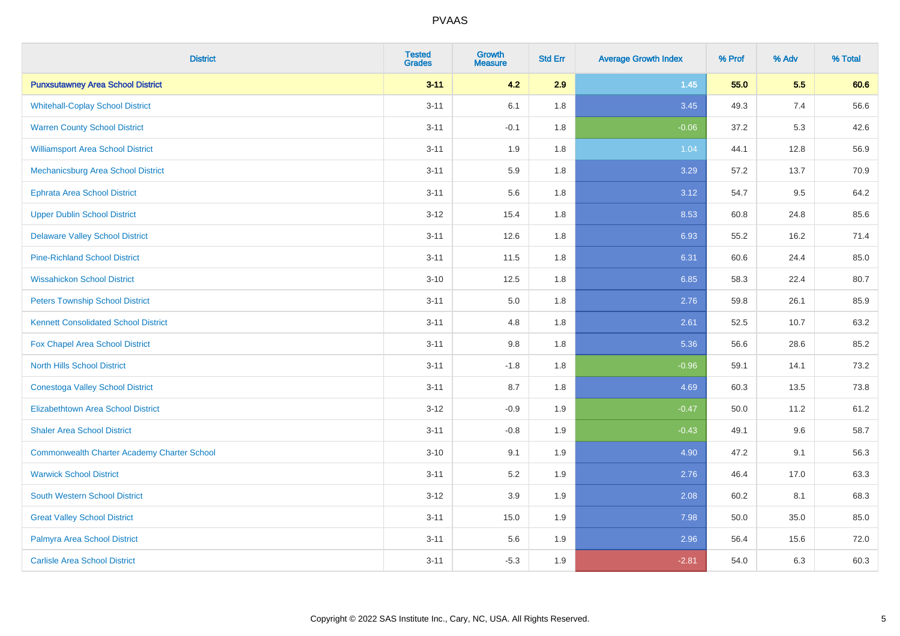# PVAAS

| District | Tested Grades | Growth Measure | Std Err | Average Growth Index | % Prof | % Adv | % Total |
|---|---|---|---|---|---|---|---|
| **Punxsutawney Area School District** | **3-11** | **4.2** | **2.9** | **1.45** | **55.0** | **5.5** | **60.6** |
| Whitehall-Coplay School District | 3-11 | 6.1 | 1.8 | 3.45 | 49.3 | 7.4 | 56.6 |
| Warren County School District | 3-11 | -0.1 | 1.8 | -0.06 | 37.2 | 5.3 | 42.6 |
| Williamsport Area School District | 3-11 | 1.9 | 1.8 | 1.04 | 44.1 | 12.8 | 56.9 |
| Mechanicsburg Area School District | 3-11 | 5.9 | 1.8 | 3.29 | 57.2 | 13.7 | 70.9 |
| Ephrata Area School District | 3-11 | 5.6 | 1.8 | 3.12 | 54.7 | 9.5 | 64.2 |
| Upper Dublin School District | 3-12 | 15.4 | 1.8 | 8.53 | 60.8 | 24.8 | 85.6 |
| Delaware Valley School District | 3-11 | 12.6 | 1.8 | 6.93 | 55.2 | 16.2 | 71.4 |
| Pine-Richland School District | 3-11 | 11.5 | 1.8 | 6.31 | 60.6 | 24.4 | 85.0 |
| Wissahickon School District | 3-10 | 12.5 | 1.8 | 6.85 | 58.3 | 22.4 | 80.7 |
| Peters Township School District | 3-11 | 5.0 | 1.8 | 2.76 | 59.8 | 26.1 | 85.9 |
| Kennett Consolidated School District | 3-11 | 4.8 | 1.8 | 2.61 | 52.5 | 10.7 | 63.2 |
| Fox Chapel Area School District | 3-11 | 9.8 | 1.8 | 5.36 | 56.6 | 28.6 | 85.2 |
| North Hills School District | 3-11 | -1.8 | 1.8 | -0.96 | 59.1 | 14.1 | 73.2 |
| Conestoga Valley School District | 3-11 | 8.7 | 1.8 | 4.69 | 60.3 | 13.5 | 73.8 |
| Elizabethtown Area School District | 3-12 | -0.9 | 1.9 | -0.47 | 50.0 | 11.2 | 61.2 |
| Shaler Area School District | 3-11 | -0.8 | 1.9 | -0.43 | 49.1 | 9.6 | 58.7 |
| Commonwealth Charter Academy Charter School | 3-10 | 9.1 | 1.9 | 4.90 | 47.2 | 9.1 | 56.3 |
| Warwick School District | 3-11 | 5.2 | 1.9 | 2.76 | 46.4 | 17.0 | 63.3 |
| South Western School District | 3-12 | 3.9 | 1.9 | 2.08 | 60.2 | 8.1 | 68.3 |
| Great Valley School District | 3-11 | 15.0 | 1.9 | 7.98 | 50.0 | 35.0 | 85.0 |
| Palmyra Area School District | 3-11 | 5.6 | 1.9 | 2.96 | 56.4 | 15.6 | 72.0 |
| Carlisle Area School District | 3-11 | -5.3 | 1.9 | -2.81 | 54.0 | 6.3 | 60.3 |

Copyright © 2022 SAS Institute Inc., Cary, NC, USA. All Rights Reserved.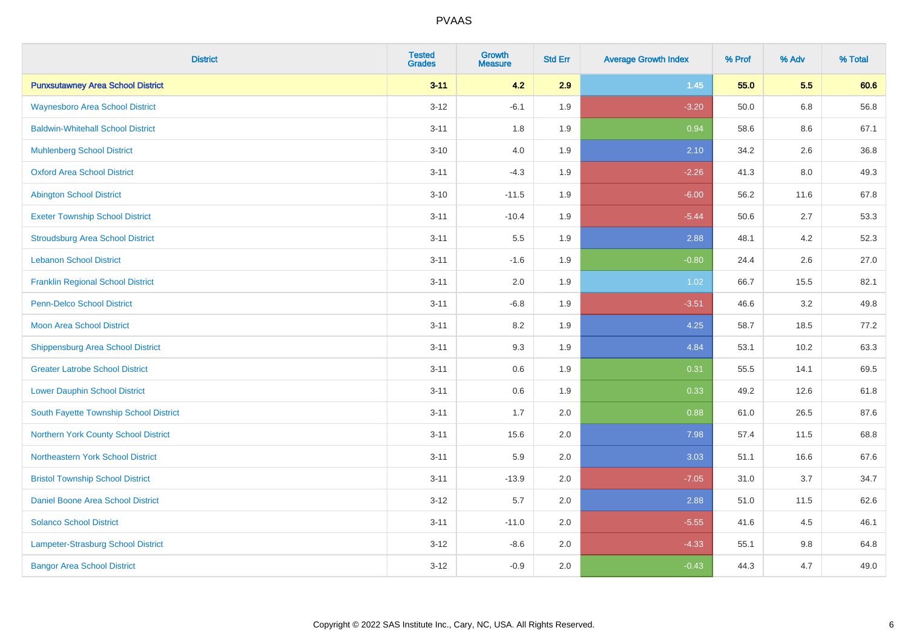PVAAS

| District | Tested Grades | Growth Measure | Std Err | Average Growth Index | % Prof | % Adv | % Total |
|---|---|---|---|---|---|---|---|
| **Punxsutawney Area School District** | **3-11** | **4.2** | **2.9** | **1.45** | **55.0** | **5.5** | **60.6** |
| Waynesboro Area School District | 3-12 | -6.1 | 1.9 | -3.20 | 50.0 | 6.8 | 56.8 |
| Baldwin-Whitehall School District | 3-11 | 1.8 | 1.9 | 0.94 | 58.6 | 8.6 | 67.1 |
| Muhlenberg School District | 3-10 | 4.0 | 1.9 | 2.10 | 34.2 | 2.6 | 36.8 |
| Oxford Area School District | 3-11 | -4.3 | 1.9 | -2.26 | 41.3 | 8.0 | 49.3 |
| Abington School District | 3-10 | -11.5 | 1.9 | -6.00 | 56.2 | 11.6 | 67.8 |
| Exeter Township School District | 3-11 | -10.4 | 1.9 | -5.44 | 50.6 | 2.7 | 53.3 |
| Stroudsburg Area School District | 3-11 | 5.5 | 1.9 | 2.88 | 48.1 | 4.2 | 52.3 |
| Lebanon School District | 3-11 | -1.6 | 1.9 | -0.80 | 24.4 | 2.6 | 27.0 |
| Franklin Regional School District | 3-11 | 2.0 | 1.9 | 1.02 | 66.7 | 15.5 | 82.1 |
| Penn-Delco School District | 3-11 | -6.8 | 1.9 | -3.51 | 46.6 | 3.2 | 49.8 |
| Moon Area School District | 3-11 | 8.2 | 1.9 | 4.25 | 58.7 | 18.5 | 77.2 |
| Shippensburg Area School District | 3-11 | 9.3 | 1.9 | 4.84 | 53.1 | 10.2 | 63.3 |
| Greater Latrobe School District | 3-11 | 0.6 | 1.9 | 0.31 | 55.5 | 14.1 | 69.5 |
| Lower Dauphin School District | 3-11 | 0.6 | 1.9 | 0.33 | 49.2 | 12.6 | 61.8 |
| South Fayette Township School District | 3-11 | 1.7 | 2.0 | 0.88 | 61.0 | 26.5 | 87.6 |
| Northern York County School District | 3-11 | 15.6 | 2.0 | 7.98 | 57.4 | 11.5 | 68.8 |
| Northeastern York School District | 3-11 | 5.9 | 2.0 | 3.03 | 51.1 | 16.6 | 67.6 |
| Bristol Township School District | 3-11 | -13.9 | 2.0 | -7.05 | 31.0 | 3.7 | 34.7 |
| Daniel Boone Area School District | 3-12 | 5.7 | 2.0 | 2.88 | 51.0 | 11.5 | 62.6 |
| Solanco School District | 3-11 | -11.0 | 2.0 | -5.55 | 41.6 | 4.5 | 46.1 |
| Lampeter-Strasburg School District | 3-12 | -8.6 | 2.0 | -4.33 | 55.1 | 9.8 | 64.8 |
| Bangor Area School District | 3-12 | -0.9 | 2.0 | -0.43 | 44.3 | 4.7 | 49.0 |

Copyright © 2022 SAS Institute Inc., Cary, NC, USA. All Rights Reserved.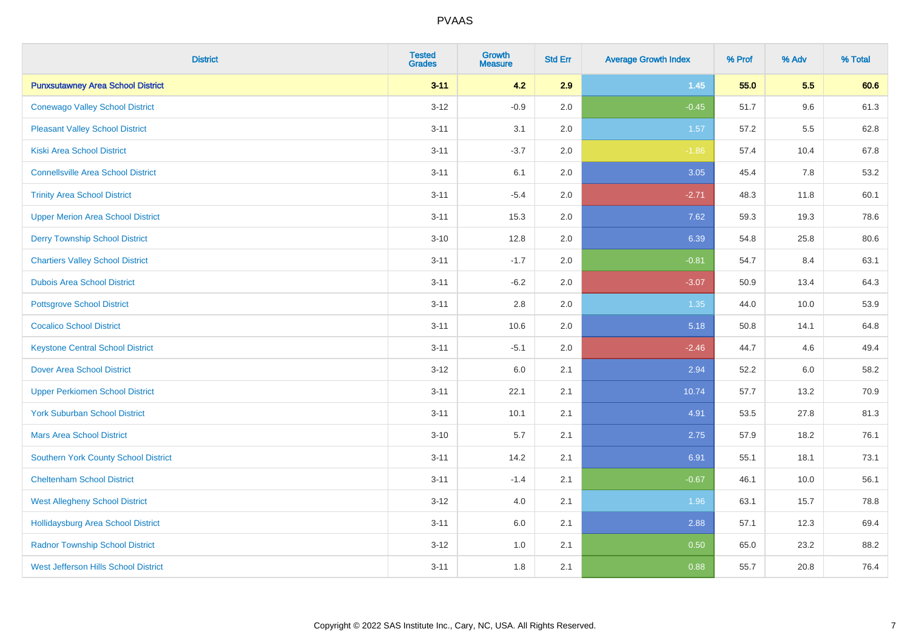| District | Tested Grades | Growth Measure | Std Err | Average Growth Index | % Prof | % Adv | % Total |
|---|---|---|---|---|---|---|---|
| **Punxsutawney Area School District** | **3-11** | **4.2** | **2.9** | **1.45** | **55.0** | **5.5** | **60.6** |
| Conewago Valley School District | 3-12 | -0.9 | 2.0 | -0.45 | 51.7 | 9.6 | 61.3 |
| Pleasant Valley School District | 3-11 | 3.1 | 2.0 | 1.57 | 57.2 | 5.5 | 62.8 |
| Kiski Area School District | 3-11 | -3.7 | 2.0 | -1.86 | 57.4 | 10.4 | 67.8 |
| Connellsville Area School District | 3-11 | 6.1 | 2.0 | 3.05 | 45.4 | 7.8 | 53.2 |
| Trinity Area School District | 3-11 | -5.4 | 2.0 | -2.71 | 48.3 | 11.8 | 60.1 |
| Upper Merion Area School District | 3-11 | 15.3 | 2.0 | 7.62 | 59.3 | 19.3 | 78.6 |
| Derry Township School District | 3-10 | 12.8 | 2.0 | 6.39 | 54.8 | 25.8 | 80.6 |
| Chartiers Valley School District | 3-11 | -1.7 | 2.0 | -0.81 | 54.7 | 8.4 | 63.1 |
| Dubois Area School District | 3-11 | -6.2 | 2.0 | -3.07 | 50.9 | 13.4 | 64.3 |
| Pottsgrove School District | 3-11 | 2.8 | 2.0 | 1.35 | 44.0 | 10.0 | 53.9 |
| Cocalico School District | 3-11 | 10.6 | 2.0 | 5.18 | 50.8 | 14.1 | 64.8 |
| Keystone Central School District | 3-11 | -5.1 | 2.0 | -2.46 | 44.7 | 4.6 | 49.4 |
| Dover Area School District | 3-12 | 6.0 | 2.1 | 2.94 | 52.2 | 6.0 | 58.2 |
| Upper Perkiomen School District | 3-11 | 22.1 | 2.1 | 10.74 | 57.7 | 13.2 | 70.9 |
| York Suburban School District | 3-11 | 10.1 | 2.1 | 4.91 | 53.5 | 27.8 | 81.3 |
| Mars Area School District | 3-10 | 5.7 | 2.1 | 2.75 | 57.9 | 18.2 | 76.1 |
| Southern York County School District | 3-11 | 14.2 | 2.1 | 6.91 | 55.1 | 18.1 | 73.1 |
| Cheltenham School District | 3-11 | -1.4 | 2.1 | -0.67 | 46.1 | 10.0 | 56.1 |
| West Allegheny School District | 3-12 | 4.0 | 2.1 | 1.96 | 63.1 | 15.7 | 78.8 |
| Hollidaysburg Area School District | 3-11 | 6.0 | 2.1 | 2.88 | 57.1 | 12.3 | 69.4 |
| Radnor Township School District | 3-12 | 1.0 | 2.1 | 0.50 | 65.0 | 23.2 | 88.2 |
| West Jefferson Hills School District | 3-11 | 1.8 | 2.1 | 0.88 | 55.7 | 20.8 | 76.4 |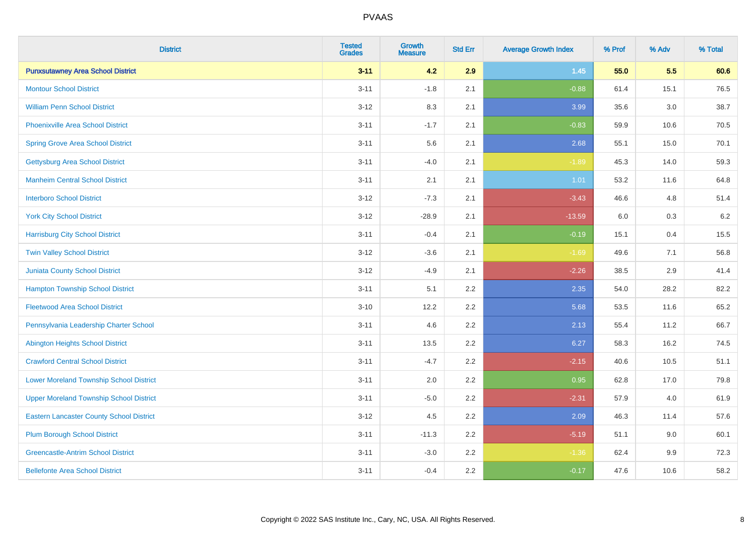PVAAS

| District | Tested Grades | Growth Measure | Std Err | Average Growth Index | % Prof | % Adv | % Total |
|---|---|---|---|---|---|---|---|
| **Punxsutawney Area School District** | **3-11** | **4.2** | **2.9** | **1.45** | **55.0** | **5.5** | **60.6** |
| Montour School District | 3-11 | -1.8 | 2.1 | -0.88 | 61.4 | 15.1 | 76.5 |
| William Penn School District | 3-12 | 8.3 | 2.1 | 3.99 | 35.6 | 3.0 | 38.7 |
| Phoenixville Area School District | 3-11 | -1.7 | 2.1 | -0.83 | 59.9 | 10.6 | 70.5 |
| Spring Grove Area School District | 3-11 | 5.6 | 2.1 | 2.68 | 55.1 | 15.0 | 70.1 |
| Gettysburg Area School District | 3-11 | -4.0 | 2.1 | -1.89 | 45.3 | 14.0 | 59.3 |
| Manheim Central School District | 3-11 | 2.1 | 2.1 | 1.01 | 53.2 | 11.6 | 64.8 |
| Interboro School District | 3-12 | -7.3 | 2.1 | -3.43 | 46.6 | 4.8 | 51.4 |
| York City School District | 3-12 | -28.9 | 2.1 | -13.59 | 6.0 | 0.3 | 6.2 |
| Harrisburg City School District | 3-11 | -0.4 | 2.1 | -0.19 | 15.1 | 0.4 | 15.5 |
| Twin Valley School District | 3-12 | -3.6 | 2.1 | -1.69 | 49.6 | 7.1 | 56.8 |
| Juniata County School District | 3-12 | -4.9 | 2.1 | -2.26 | 38.5 | 2.9 | 41.4 |
| Hampton Township School District | 3-11 | 5.1 | 2.2 | 2.35 | 54.0 | 28.2 | 82.2 |
| Fleetwood Area School District | 3-10 | 12.2 | 2.2 | 5.68 | 53.5 | 11.6 | 65.2 |
| Pennsylvania Leadership Charter School | 3-11 | 4.6 | 2.2 | 2.13 | 55.4 | 11.2 | 66.7 |
| Abington Heights School District | 3-11 | 13.5 | 2.2 | 6.27 | 58.3 | 16.2 | 74.5 |
| Crawford Central School District | 3-11 | -4.7 | 2.2 | -2.15 | 40.6 | 10.5 | 51.1 |
| Lower Moreland Township School District | 3-11 | 2.0 | 2.2 | 0.95 | 62.8 | 17.0 | 79.8 |
| Upper Moreland Township School District | 3-11 | -5.0 | 2.2 | -2.31 | 57.9 | 4.0 | 61.9 |
| Eastern Lancaster County School District | 3-12 | 4.5 | 2.2 | 2.09 | 46.3 | 11.4 | 57.6 |
| Plum Borough School District | 3-11 | -11.3 | 2.2 | -5.19 | 51.1 | 9.0 | 60.1 |
| Greencastle-Antrim School District | 3-11 | -3.0 | 2.2 | -1.36 | 62.4 | 9.9 | 72.3 |
| Bellefonte Area School District | 3-11 | -0.4 | 2.2 | -0.17 | 47.6 | 10.6 | 58.2 |

Copyright © 2022 SAS Institute Inc., Cary, NC, USA. All Rights Reserved.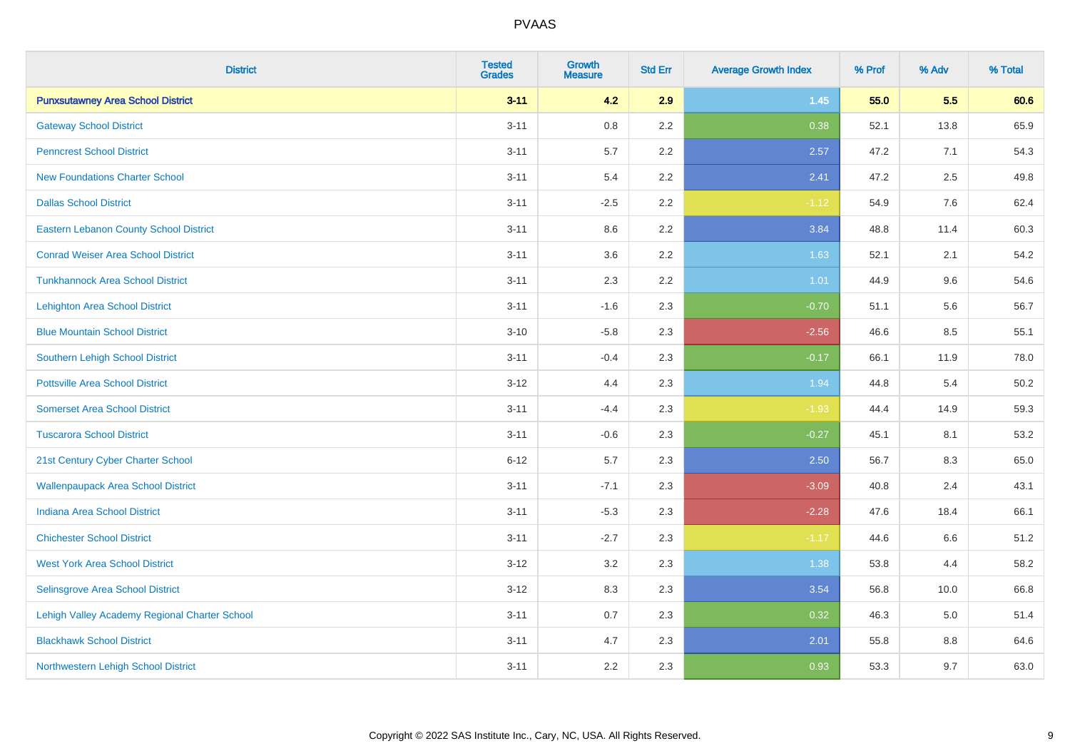PVAAS

| District | Tested Grades | Growth Measure | Std Err | Average Growth Index | % Prof | % Adv | % Total |
|---|---|---|---|---|---|---|---|
| **Punxsutawney Area School District** | **3-11** | **4.2** | **2.9** | **1.45** | **55.0** | **5.5** | **60.6** |
| Gateway School District | 3-11 | 0.8 | 2.2 | 0.38 | 52.1 | 13.8 | 65.9 |
| Penncrest School District | 3-11 | 5.7 | 2.2 | 2.57 | 47.2 | 7.1 | 54.3 |
| New Foundations Charter School | 3-11 | 5.4 | 2.2 | 2.41 | 47.2 | 2.5 | 49.8 |
| Dallas School District | 3-11 | -2.5 | 2.2 | -1.12 | 54.9 | 7.6 | 62.4 |
| Eastern Lebanon County School District | 3-11 | 8.6 | 2.2 | 3.84 | 48.8 | 11.4 | 60.3 |
| Conrad Weiser Area School District | 3-11 | 3.6 | 2.2 | 1.63 | 52.1 | 2.1 | 54.2 |
| Tunkhannock Area School District | 3-11 | 2.3 | 2.2 | 1.01 | 44.9 | 9.6 | 54.6 |
| Lehighton Area School District | 3-11 | -1.6 | 2.3 | -0.70 | 51.1 | 5.6 | 56.7 |
| Blue Mountain School District | 3-10 | -5.8 | 2.3 | -2.56 | 46.6 | 8.5 | 55.1 |
| Southern Lehigh School District | 3-11 | -0.4 | 2.3 | -0.17 | 66.1 | 11.9 | 78.0 |
| Pottsville Area School District | 3-12 | 4.4 | 2.3 | 1.94 | 44.8 | 5.4 | 50.2 |
| Somerset Area School District | 3-11 | -4.4 | 2.3 | -1.93 | 44.4 | 14.9 | 59.3 |
| Tuscarora School District | 3-11 | -0.6 | 2.3 | -0.27 | 45.1 | 8.1 | 53.2 |
| 21st Century Cyber Charter School | 6-12 | 5.7 | 2.3 | 2.50 | 56.7 | 8.3 | 65.0 |
| Wallenpaupack Area School District | 3-11 | -7.1 | 2.3 | -3.09 | 40.8 | 2.4 | 43.1 |
| Indiana Area School District | 3-11 | -5.3 | 2.3 | -2.28 | 47.6 | 18.4 | 66.1 |
| Chichester School District | 3-11 | -2.7 | 2.3 | -1.17 | 44.6 | 6.6 | 51.2 |
| West York Area School District | 3-12 | 3.2 | 2.3 | 1.38 | 53.8 | 4.4 | 58.2 |
| Selinsgrove Area School District | 3-12 | 8.3 | 2.3 | 3.54 | 56.8 | 10.0 | 66.8 |
| Lehigh Valley Academy Regional Charter School | 3-11 | 0.7 | 2.3 | 0.32 | 46.3 | 5.0 | 51.4 |
| Blackhawk School District | 3-11 | 4.7 | 2.3 | 2.01 | 55.8 | 8.8 | 64.6 |
| Northwestern Lehigh School District | 3-11 | 2.2 | 2.3 | 0.93 | 53.3 | 9.7 | 63.0 |

Copyright © 2022 SAS Institute Inc., Cary, NC, USA. All Rights Reserved.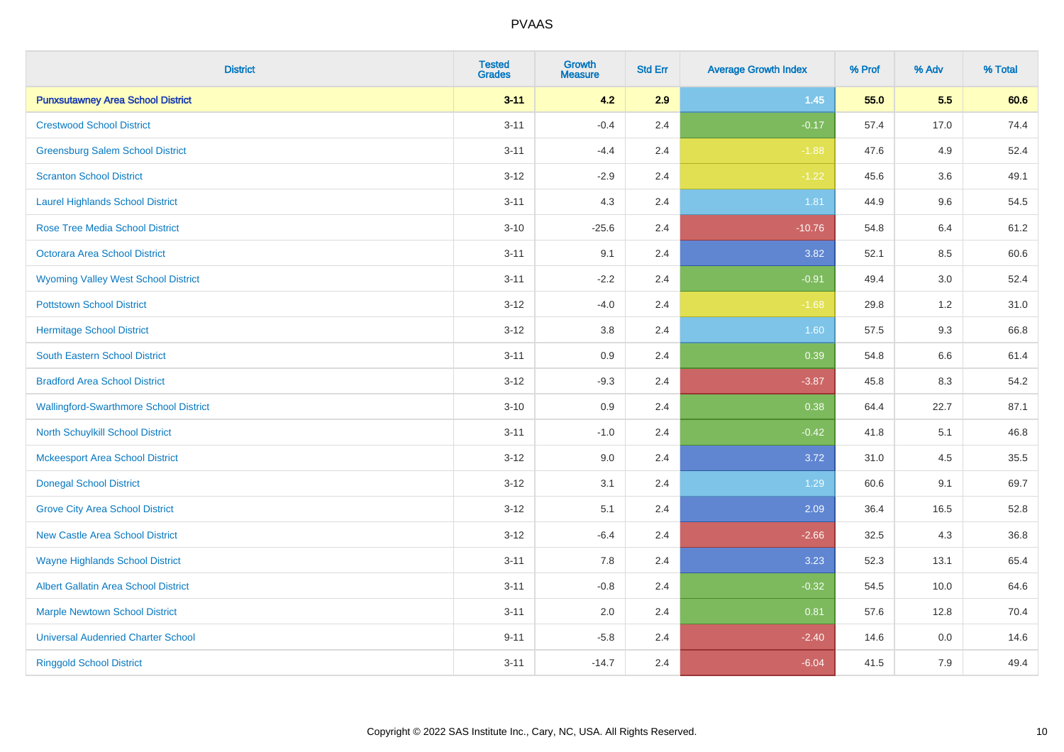# PVAAS

| District | Tested Grades | Growth Measure | Std Err | Average Growth Index | % Prof | % Adv | % Total |
|---|---|---|---|---|---|---|---|
| **Punxsutawney Area School District** | **3-11** | **4.2** | **2.9** | **1.45** | **55.0** | **5.5** | **60.6** |
| Crestwood School District | 3-11 | -0.4 | 2.4 | -0.17 | 57.4 | 17.0 | 74.4 |
| Greensburg Salem School District | 3-11 | -4.4 | 2.4 | -1.88 | 47.6 | 4.9 | 52.4 |
| Scranton School District | 3-12 | -2.9 | 2.4 | -1.22 | 45.6 | 3.6 | 49.1 |
| Laurel Highlands School District | 3-11 | 4.3 | 2.4 | 1.81 | 44.9 | 9.6 | 54.5 |
| Rose Tree Media School District | 3-10 | -25.6 | 2.4 | -10.76 | 54.8 | 6.4 | 61.2 |
| Octorara Area School District | 3-11 | 9.1 | 2.4 | 3.82 | 52.1 | 8.5 | 60.6 |
| Wyoming Valley West School District | 3-11 | -2.2 | 2.4 | -0.91 | 49.4 | 3.0 | 52.4 |
| Pottstown School District | 3-12 | -4.0 | 2.4 | -1.68 | 29.8 | 1.2 | 31.0 |
| Hermitage School District | 3-12 | 3.8 | 2.4 | 1.60 | 57.5 | 9.3 | 66.8 |
| South Eastern School District | 3-11 | 0.9 | 2.4 | 0.39 | 54.8 | 6.6 | 61.4 |
| Bradford Area School District | 3-12 | -9.3 | 2.4 | -3.87 | 45.8 | 8.3 | 54.2 |
| Wallingford-Swarthmore School District | 3-10 | 0.9 | 2.4 | 0.38 | 64.4 | 22.7 | 87.1 |
| North Schuylkill School District | 3-11 | -1.0 | 2.4 | -0.42 | 41.8 | 5.1 | 46.8 |
| Mckeesport Area School District | 3-12 | 9.0 | 2.4 | 3.72 | 31.0 | 4.5 | 35.5 |
| Donegal School District | 3-12 | 3.1 | 2.4 | 1.29 | 60.6 | 9.1 | 69.7 |
| Grove City Area School District | 3-12 | 5.1 | 2.4 | 2.09 | 36.4 | 16.5 | 52.8 |
| New Castle Area School District | 3-12 | -6.4 | 2.4 | -2.66 | 32.5 | 4.3 | 36.8 |
| Wayne Highlands School District | 3-11 | 7.8 | 2.4 | 3.23 | 52.3 | 13.1 | 65.4 |
| Albert Gallatin Area School District | 3-11 | -0.8 | 2.4 | -0.32 | 54.5 | 10.0 | 64.6 |
| Marple Newtown School District | 3-11 | 2.0 | 2.4 | 0.81 | 57.6 | 12.8 | 70.4 |
| Universal Audenried Charter School | 9-11 | -5.8 | 2.4 | -2.40 | 14.6 | 0.0 | 14.6 |
| Ringgold School District | 3-11 | -14.7 | 2.4 | -6.04 | 41.5 | 7.9 | 49.4 |

Copyright © 2022 SAS Institute Inc., Cary, NC, USA. All Rights Reserved.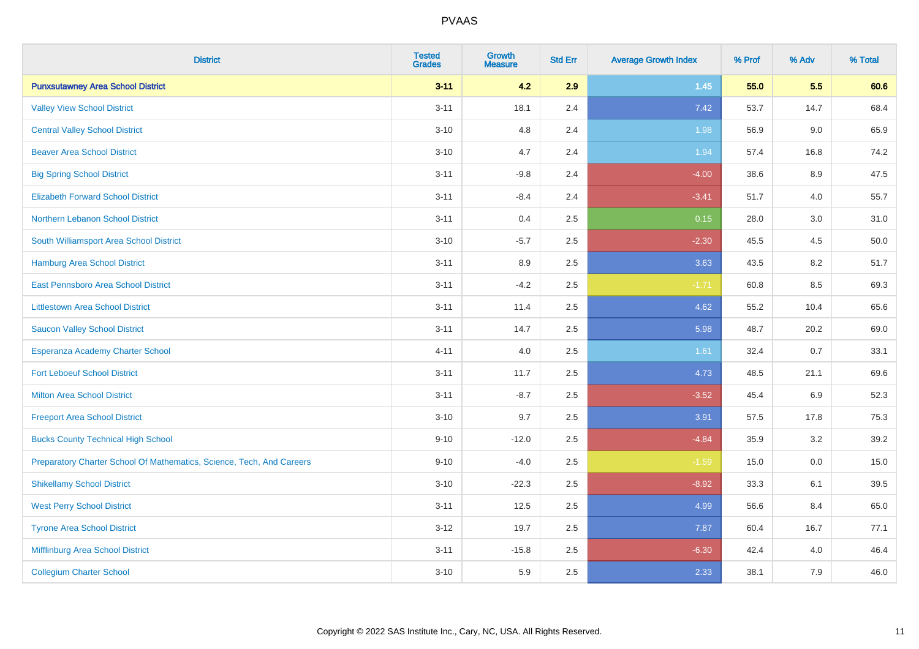| District | Tested Grades | Growth Measure | Std Err | Average Growth Index | % Prof | % Adv | % Total |
|---|---|---|---|---|---|---|---|
| **Punxsutawney Area School District** | **3-11** | **4.2** | **2.9** | **1.45** | **55.0** | **5.5** | **60.6** |
| Valley View School District | 3-11 | 18.1 | 2.4 | 7.42 | 53.7 | 14.7 | 68.4 |
| Central Valley School District | 3-10 | 4.8 | 2.4 | 1.98 | 56.9 | 9.0 | 65.9 |
| Beaver Area School District | 3-10 | 4.7 | 2.4 | 1.94 | 57.4 | 16.8 | 74.2 |
| Big Spring School District | 3-11 | -9.8 | 2.4 | -4.00 | 38.6 | 8.9 | 47.5 |
| Elizabeth Forward School District | 3-11 | -8.4 | 2.4 | -3.41 | 51.7 | 4.0 | 55.7 |
| Northern Lebanon School District | 3-11 | 0.4 | 2.5 | 0.15 | 28.0 | 3.0 | 31.0 |
| South Williamsport Area School District | 3-10 | -5.7 | 2.5 | -2.30 | 45.5 | 4.5 | 50.0 |
| Hamburg Area School District | 3-11 | 8.9 | 2.5 | 3.63 | 43.5 | 8.2 | 51.7 |
| East Pennsboro Area School District | 3-11 | -4.2 | 2.5 | -1.71 | 60.8 | 8.5 | 69.3 |
| Littlestown Area School District | 3-11 | 11.4 | 2.5 | 4.62 | 55.2 | 10.4 | 65.6 |
| Saucon Valley School District | 3-11 | 14.7 | 2.5 | 5.98 | 48.7 | 20.2 | 69.0 |
| Esperanza Academy Charter School | 4-11 | 4.0 | 2.5 | 1.61 | 32.4 | 0.7 | 33.1 |
| Fort Leboeuf School District | 3-11 | 11.7 | 2.5 | 4.73 | 48.5 | 21.1 | 69.6 |
| Milton Area School District | 3-11 | -8.7 | 2.5 | -3.52 | 45.4 | 6.9 | 52.3 |
| Freeport Area School District | 3-10 | 9.7 | 2.5 | 3.91 | 57.5 | 17.8 | 75.3 |
| Bucks County Technical High School | 9-10 | -12.0 | 2.5 | -4.84 | 35.9 | 3.2 | 39.2 |
| Preparatory Charter School Of Mathematics, Science, Tech, And Careers | 9-10 | -4.0 | 2.5 | -1.59 | 15.0 | 0.0 | 15.0 |
| Shikellamy School District | 3-10 | -22.3 | 2.5 | -8.92 | 33.3 | 6.1 | 39.5 |
| West Perry School District | 3-11 | 12.5 | 2.5 | 4.99 | 56.6 | 8.4 | 65.0 |
| Tyrone Area School District | 3-12 | 19.7 | 2.5 | 7.87 | 60.4 | 16.7 | 77.1 |
| Mifflinburg Area School District | 3-11 | -15.8 | 2.5 | -6.30 | 42.4 | 4.0 | 46.4 |
| Collegium Charter School | 3-10 | 5.9 | 2.5 | 2.33 | 38.1 | 7.9 | 46.0 |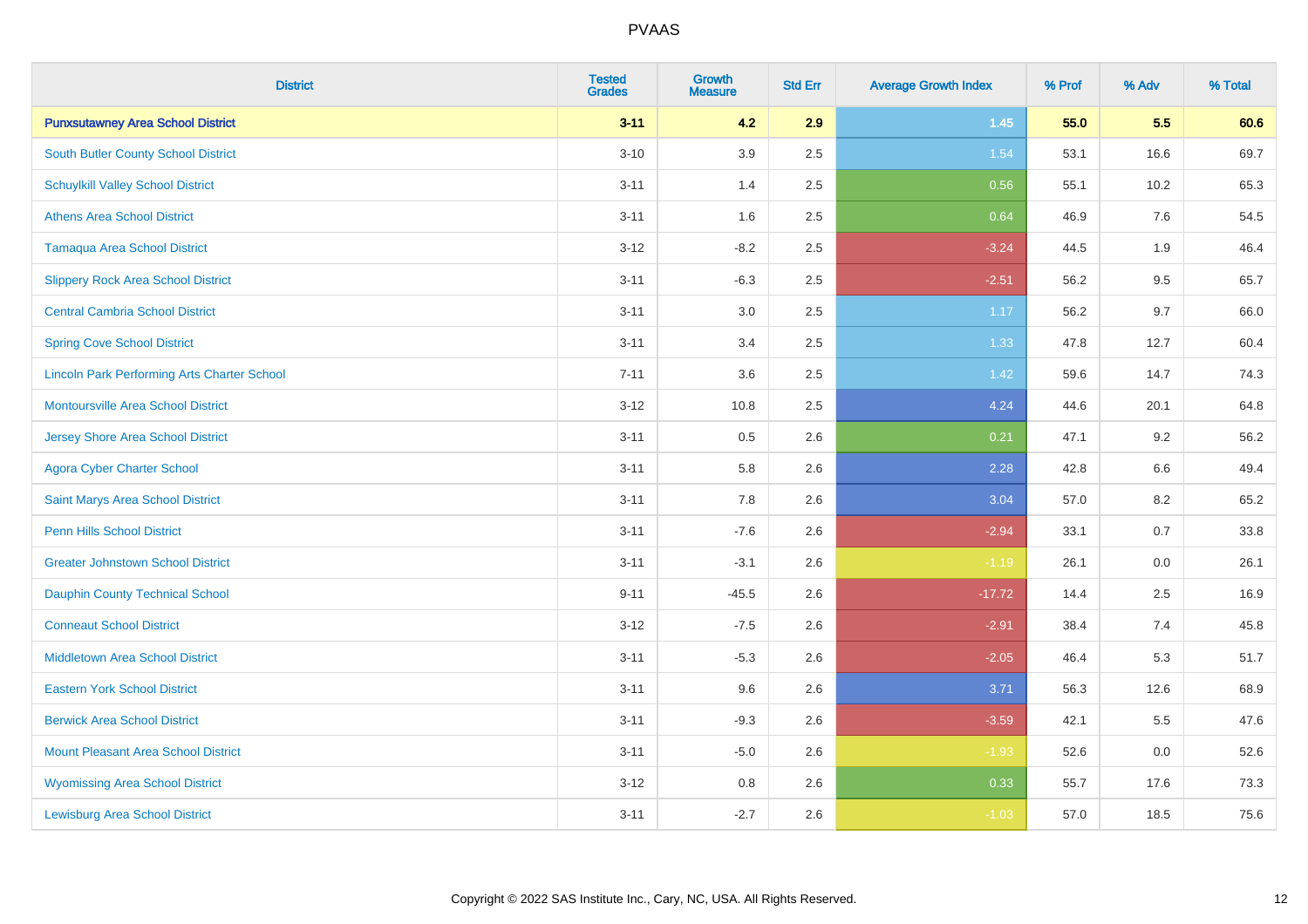# PVAAS

| District | Tested Grades | Growth Measure | Std Err | Average Growth Index | % Prof | % Adv | % Total |
|---|---|---|---|---|---|---|---|
| **Punxsutawney Area School District** | **3-11** | **4.2** | **2.9** | **1.45** | **55.0** | **5.5** | **60.6** |
| South Butler County School District | 3-10 | 3.9 | 2.5 | 1.54 | 53.1 | 16.6 | 69.7 |
| Schuylkill Valley School District | 3-11 | 1.4 | 2.5 | 0.56 | 55.1 | 10.2 | 65.3 |
| Athens Area School District | 3-11 | 1.6 | 2.5 | 0.64 | 46.9 | 7.6 | 54.5 |
| Tamaqua Area School District | 3-12 | -8.2 | 2.5 | -3.24 | 44.5 | 1.9 | 46.4 |
| Slippery Rock Area School District | 3-11 | -6.3 | 2.5 | -2.51 | 56.2 | 9.5 | 65.7 |
| Central Cambria School District | 3-11 | 3.0 | 2.5 | 1.17 | 56.2 | 9.7 | 66.0 |
| Spring Cove School District | 3-11 | 3.4 | 2.5 | 1.33 | 47.8 | 12.7 | 60.4 |
| Lincoln Park Performing Arts Charter School | 7-11 | 3.6 | 2.5 | 1.42 | 59.6 | 14.7 | 74.3 |
| Montoursville Area School District | 3-12 | 10.8 | 2.5 | 4.24 | 44.6 | 20.1 | 64.8 |
| Jersey Shore Area School District | 3-11 | 0.5 | 2.6 | 0.21 | 47.1 | 9.2 | 56.2 |
| Agora Cyber Charter School | 3-11 | 5.8 | 2.6 | 2.28 | 42.8 | 6.6 | 49.4 |
| Saint Marys Area School District | 3-11 | 7.8 | 2.6 | 3.04 | 57.0 | 8.2 | 65.2 |
| Penn Hills School District | 3-11 | -7.6 | 2.6 | -2.94 | 33.1 | 0.7 | 33.8 |
| Greater Johnstown School District | 3-11 | -3.1 | 2.6 | -1.19 | 26.1 | 0.0 | 26.1 |
| Dauphin County Technical School | 9-11 | -45.5 | 2.6 | -17.72 | 14.4 | 2.5 | 16.9 |
| Conneaut School District | 3-12 | -7.5 | 2.6 | -2.91 | 38.4 | 7.4 | 45.8 |
| Middletown Area School District | 3-11 | -5.3 | 2.6 | -2.05 | 46.4 | 5.3 | 51.7 |
| Eastern York School District | 3-11 | 9.6 | 2.6 | 3.71 | 56.3 | 12.6 | 68.9 |
| Berwick Area School District | 3-11 | -9.3 | 2.6 | -3.59 | 42.1 | 5.5 | 47.6 |
| Mount Pleasant Area School District | 3-11 | -5.0 | 2.6 | -1.93 | 52.6 | 0.0 | 52.6 |
| Wyomissing Area School District | 3-12 | 0.8 | 2.6 | 0.33 | 55.7 | 17.6 | 73.3 |
| Lewisburg Area School District | 3-11 | -2.7 | 2.6 | -1.03 | 57.0 | 18.5 | 75.6 |

Copyright © 2022 SAS Institute Inc., Cary, NC, USA. All Rights Reserved.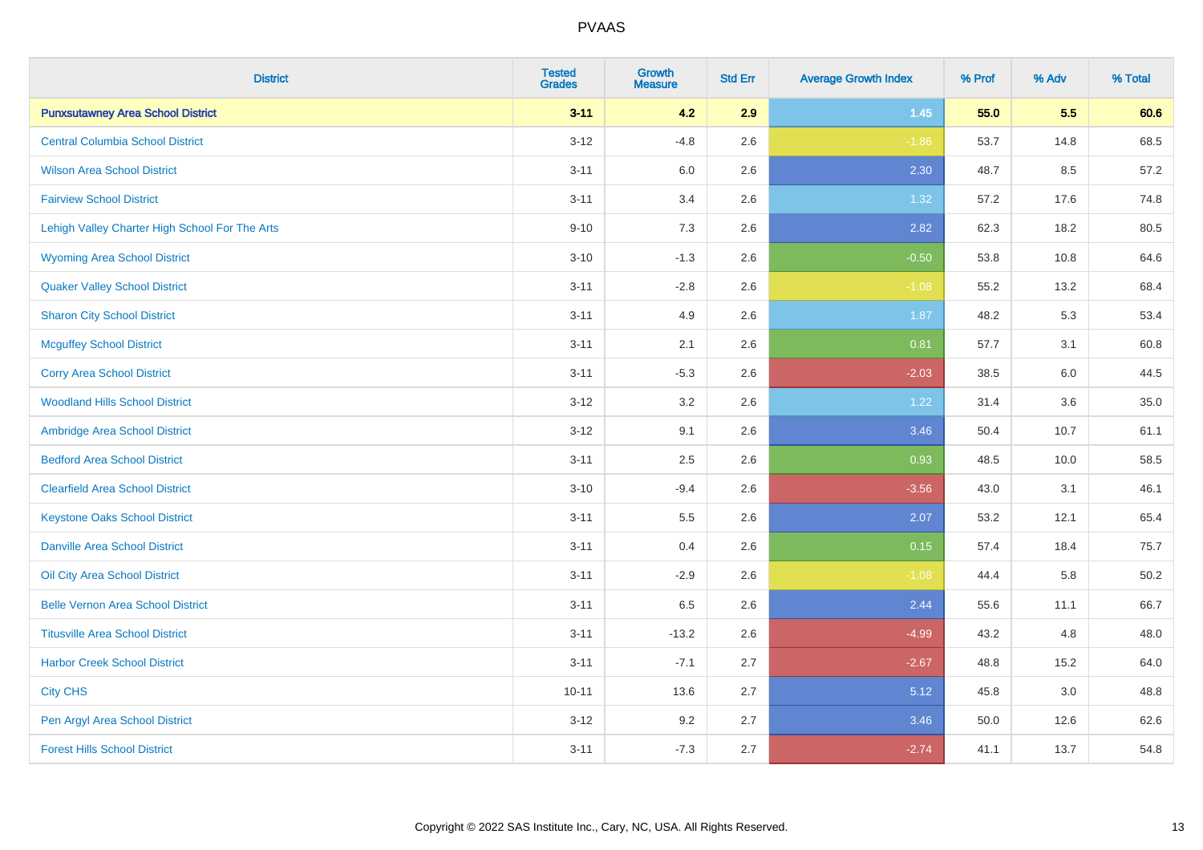| District | Tested Grades | Growth Measure | Std Err | Average Growth Index | % Prof | % Adv | % Total |
|---|---|---|---|---|---|---|---|
| **Punxsutawney Area School District** | **3-11** | **4.2** | **2.9** | **1.45** | **55.0** | **5.5** | **60.6** |
| Central Columbia School District | 3-12 | -4.8 | 2.6 | -1.86 | 53.7 | 14.8 | 68.5 |
| Wilson Area School District | 3-11 | 6.0 | 2.6 | 2.30 | 48.7 | 8.5 | 57.2 |
| Fairview School District | 3-11 | 3.4 | 2.6 | 1.32 | 57.2 | 17.6 | 74.8 |
| Lehigh Valley Charter High School For The Arts | 9-10 | 7.3 | 2.6 | 2.82 | 62.3 | 18.2 | 80.5 |
| Wyoming Area School District | 3-10 | -1.3 | 2.6 | -0.50 | 53.8 | 10.8 | 64.6 |
| Quaker Valley School District | 3-11 | -2.8 | 2.6 | -1.08 | 55.2 | 13.2 | 68.4 |
| Sharon City School District | 3-11 | 4.9 | 2.6 | 1.87 | 48.2 | 5.3 | 53.4 |
| Mcguffey School District | 3-11 | 2.1 | 2.6 | 0.81 | 57.7 | 3.1 | 60.8 |
| Corry Area School District | 3-11 | -5.3 | 2.6 | -2.03 | 38.5 | 6.0 | 44.5 |
| Woodland Hills School District | 3-12 | 3.2 | 2.6 | 1.22 | 31.4 | 3.6 | 35.0 |
| Ambridge Area School District | 3-12 | 9.1 | 2.6 | 3.46 | 50.4 | 10.7 | 61.1 |
| Bedford Area School District | 3-11 | 2.5 | 2.6 | 0.93 | 48.5 | 10.0 | 58.5 |
| Clearfield Area School District | 3-10 | -9.4 | 2.6 | -3.56 | 43.0 | 3.1 | 46.1 |
| Keystone Oaks School District | 3-11 | 5.5 | 2.6 | 2.07 | 53.2 | 12.1 | 65.4 |
| Danville Area School District | 3-11 | 0.4 | 2.6 | 0.15 | 57.4 | 18.4 | 75.7 |
| Oil City Area School District | 3-11 | -2.9 | 2.6 | -1.08 | 44.4 | 5.8 | 50.2 |
| Belle Vernon Area School District | 3-11 | 6.5 | 2.6 | 2.44 | 55.6 | 11.1 | 66.7 |
| Titusville Area School District | 3-11 | -13.2 | 2.6 | -4.99 | 43.2 | 4.8 | 48.0 |
| Harbor Creek School District | 3-11 | -7.1 | 2.7 | -2.67 | 48.8 | 15.2 | 64.0 |
| City CHS | 10-11 | 13.6 | 2.7 | 5.12 | 45.8 | 3.0 | 48.8 |
| Pen Argyl Area School District | 3-12 | 9.2 | 2.7 | 3.46 | 50.0 | 12.6 | 62.6 |
| Forest Hills School District | 3-11 | -7.3 | 2.7 | -2.74 | 41.1 | 13.7 | 54.8 |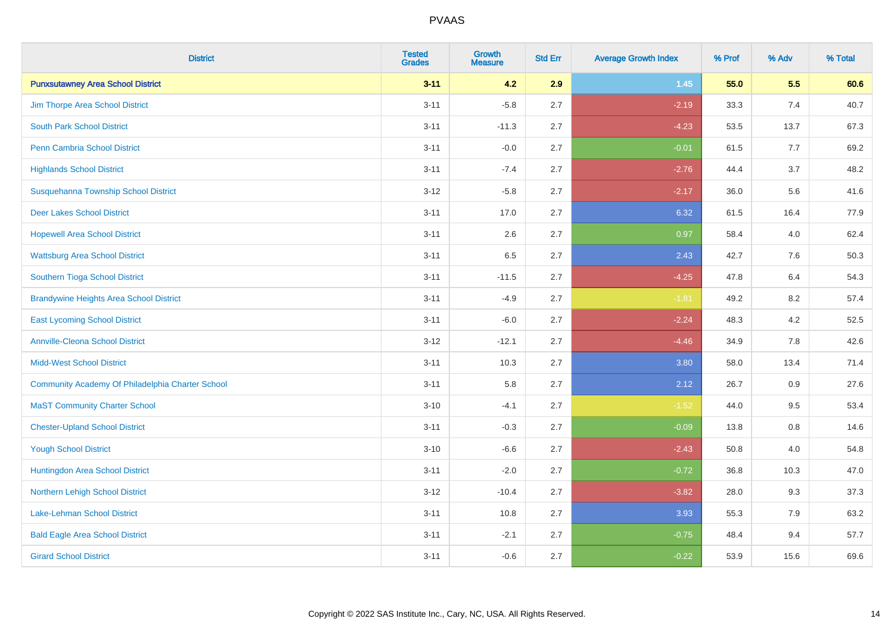| District | Tested Grades | Growth Measure | Std Err | Average Growth Index | % Prof | % Adv | % Total |
|---|---|---|---|---|---|---|---|
| **Punxsutawney Area School District** | **3-11** | **4.2** | **2.9** | **1.45** | **55.0** | **5.5** | **60.6** |
| Jim Thorpe Area School District | 3-11 | -5.8 | 2.7 | -2.19 | 33.3 | 7.4 | 40.7 |
| South Park School District | 3-11 | -11.3 | 2.7 | -4.23 | 53.5 | 13.7 | 67.3 |
| Penn Cambria School District | 3-11 | -0.0 | 2.7 | -0.01 | 61.5 | 7.7 | 69.2 |
| Highlands School District | 3-11 | -7.4 | 2.7 | -2.76 | 44.4 | 3.7 | 48.2 |
| Susquehanna Township School District | 3-12 | -5.8 | 2.7 | -2.17 | 36.0 | 5.6 | 41.6 |
| Deer Lakes School District | 3-11 | 17.0 | 2.7 | 6.32 | 61.5 | 16.4 | 77.9 |
| Hopewell Area School District | 3-11 | 2.6 | 2.7 | 0.97 | 58.4 | 4.0 | 62.4 |
| Wattsburg Area School District | 3-11 | 6.5 | 2.7 | 2.43 | 42.7 | 7.6 | 50.3 |
| Southern Tioga School District | 3-11 | -11.5 | 2.7 | -4.25 | 47.8 | 6.4 | 54.3 |
| Brandywine Heights Area School District | 3-11 | -4.9 | 2.7 | -1.81 | 49.2 | 8.2 | 57.4 |
| East Lycoming School District | 3-11 | -6.0 | 2.7 | -2.24 | 48.3 | 4.2 | 52.5 |
| Annville-Cleona School District | 3-12 | -12.1 | 2.7 | -4.46 | 34.9 | 7.8 | 42.6 |
| Midd-West School District | 3-11 | 10.3 | 2.7 | 3.80 | 58.0 | 13.4 | 71.4 |
| Community Academy Of Philadelphia Charter School | 3-11 | 5.8 | 2.7 | 2.12 | 26.7 | 0.9 | 27.6 |
| MaST Community Charter School | 3-10 | -4.1 | 2.7 | -1.52 | 44.0 | 9.5 | 53.4 |
| Chester-Upland School District | 3-11 | -0.3 | 2.7 | -0.09 | 13.8 | 0.8 | 14.6 |
| Yough School District | 3-10 | -6.6 | 2.7 | -2.43 | 50.8 | 4.0 | 54.8 |
| Huntingdon Area School District | 3-11 | -2.0 | 2.7 | -0.72 | 36.8 | 10.3 | 47.0 |
| Northern Lehigh School District | 3-12 | -10.4 | 2.7 | -3.82 | 28.0 | 9.3 | 37.3 |
| Lake-Lehman School District | 3-11 | 10.8 | 2.7 | 3.93 | 55.3 | 7.9 | 63.2 |
| Bald Eagle Area School District | 3-11 | -2.1 | 2.7 | -0.75 | 48.4 | 9.4 | 57.7 |
| Girard School District | 3-11 | -0.6 | 2.7 | -0.22 | 53.9 | 15.6 | 69.6 |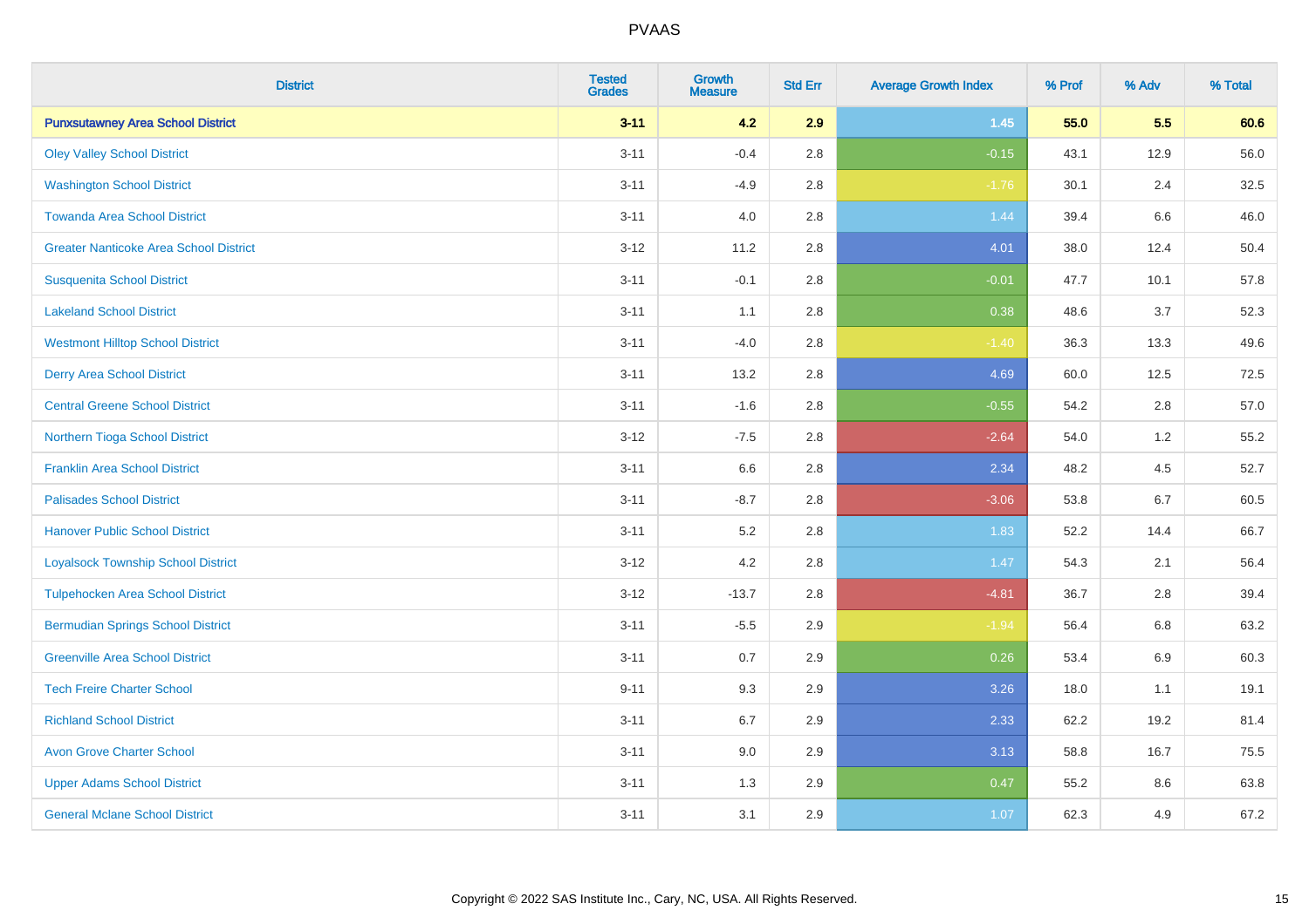| District | Tested Grades | Growth Measure | Std Err | Average Growth Index | % Prof | % Adv | % Total |
|---|---|---|---|---|---|---|---|
| **Punxsutawney Area School District** | **3-11** | **4.2** | **2.9** | **1.45** | **55.0** | **5.5** | **60.6** |
| Oley Valley School District | 3-11 | -0.4 | 2.8 | -0.15 | 43.1 | 12.9 | 56.0 |
| Washington School District | 3-11 | -4.9 | 2.8 | -1.76 | 30.1 | 2.4 | 32.5 |
| Towanda Area School District | 3-11 | 4.0 | 2.8 | 1.44 | 39.4 | 6.6 | 46.0 |
| Greater Nanticoke Area School District | 3-12 | 11.2 | 2.8 | 4.01 | 38.0 | 12.4 | 50.4 |
| Susquenita School District | 3-11 | -0.1 | 2.8 | -0.01 | 47.7 | 10.1 | 57.8 |
| Lakeland School District | 3-11 | 1.1 | 2.8 | 0.38 | 48.6 | 3.7 | 52.3 |
| Westmont Hilltop School District | 3-11 | -4.0 | 2.8 | -1.40 | 36.3 | 13.3 | 49.6 |
| Derry Area School District | 3-11 | 13.2 | 2.8 | 4.69 | 60.0 | 12.5 | 72.5 |
| Central Greene School District | 3-11 | -1.6 | 2.8 | -0.55 | 54.2 | 2.8 | 57.0 |
| Northern Tioga School District | 3-12 | -7.5 | 2.8 | -2.64 | 54.0 | 1.2 | 55.2 |
| Franklin Area School District | 3-11 | 6.6 | 2.8 | 2.34 | 48.2 | 4.5 | 52.7 |
| Palisades School District | 3-11 | -8.7 | 2.8 | -3.06 | 53.8 | 6.7 | 60.5 |
| Hanover Public School District | 3-11 | 5.2 | 2.8 | 1.83 | 52.2 | 14.4 | 66.7 |
| Loyalsock Township School District | 3-12 | 4.2 | 2.8 | 1.47 | 54.3 | 2.1 | 56.4 |
| Tulpehocken Area School District | 3-12 | -13.7 | 2.8 | -4.81 | 36.7 | 2.8 | 39.4 |
| Bermudian Springs School District | 3-11 | -5.5 | 2.9 | -1.94 | 56.4 | 6.8 | 63.2 |
| Greenville Area School District | 3-11 | 0.7 | 2.9 | 0.26 | 53.4 | 6.9 | 60.3 |
| Tech Freire Charter School | 9-11 | 9.3 | 2.9 | 3.26 | 18.0 | 1.1 | 19.1 |
| Richland School District | 3-11 | 6.7 | 2.9 | 2.33 | 62.2 | 19.2 | 81.4 |
| Avon Grove Charter School | 3-11 | 9.0 | 2.9 | 3.13 | 58.8 | 16.7 | 75.5 |
| Upper Adams School District | 3-11 | 1.3 | 2.9 | 0.47 | 55.2 | 8.6 | 63.8 |
| General Mclane School District | 3-11 | 3.1 | 2.9 | 1.07 | 62.3 | 4.9 | 67.2 |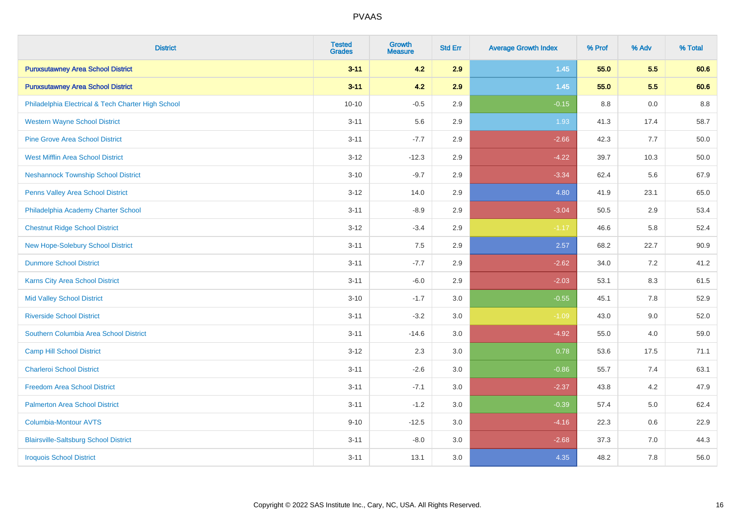| District | Tested Grades | Growth Measure | Std Err | Average Growth Index | % Prof | % Adv | % Total |
|---|---|---|---|---|---|---|---|
| **Punxsutawney Area School District** | **3-11** | **4.2** | **2.9** | **1.45** | **55.0** | **5.5** | **60.6** |
| **Punxsutawney Area School District** | **3-11** | **4.2** | **2.9** | **1.45** | **55.0** | **5.5** | **60.6** |
| Philadelphia Electrical & Tech Charter High School | 10-10 | -0.5 | 2.9 | -0.15 | 8.8 | 0.0 | 8.8 |
| Western Wayne School District | 3-11 | 5.6 | 2.9 | 1.93 | 41.3 | 17.4 | 58.7 |
| Pine Grove Area School District | 3-11 | -7.7 | 2.9 | -2.66 | 42.3 | 7.7 | 50.0 |
| West Mifflin Area School District | 3-12 | -12.3 | 2.9 | -4.22 | 39.7 | 10.3 | 50.0 |
| Neshannock Township School District | 3-10 | -9.7 | 2.9 | -3.34 | 62.4 | 5.6 | 67.9 |
| Penns Valley Area School District | 3-12 | 14.0 | 2.9 | 4.80 | 41.9 | 23.1 | 65.0 |
| Philadelphia Academy Charter School | 3-11 | -8.9 | 2.9 | -3.04 | 50.5 | 2.9 | 53.4 |
| Chestnut Ridge School District | 3-12 | -3.4 | 2.9 | -1.17 | 46.6 | 5.8 | 52.4 |
| New Hope-Solebury School District | 3-11 | 7.5 | 2.9 | 2.57 | 68.2 | 22.7 | 90.9 |
| Dunmore School District | 3-11 | -7.7 | 2.9 | -2.62 | 34.0 | 7.2 | 41.2 |
| Karns City Area School District | 3-11 | -6.0 | 2.9 | -2.03 | 53.1 | 8.3 | 61.5 |
| Mid Valley School District | 3-10 | -1.7 | 3.0 | -0.55 | 45.1 | 7.8 | 52.9 |
| Riverside School District | 3-11 | -3.2 | 3.0 | -1.09 | 43.0 | 9.0 | 52.0 |
| Southern Columbia Area School District | 3-11 | -14.6 | 3.0 | -4.92 | 55.0 | 4.0 | 59.0 |
| Camp Hill School District | 3-12 | 2.3 | 3.0 | 0.78 | 53.6 | 17.5 | 71.1 |
| Charleroi School District | 3-11 | -2.6 | 3.0 | -0.86 | 55.7 | 7.4 | 63.1 |
| Freedom Area School District | 3-11 | -7.1 | 3.0 | -2.37 | 43.8 | 4.2 | 47.9 |
| Palmerton Area School District | 3-11 | -1.2 | 3.0 | -0.39 | 57.4 | 5.0 | 62.4 |
| Columbia-Montour AVTS | 9-10 | -12.5 | 3.0 | -4.16 | 22.3 | 0.6 | 22.9 |
| Blairsville-Saltsburg School District | 3-11 | -8.0 | 3.0 | -2.68 | 37.3 | 7.0 | 44.3 |
| Iroquois School District | 3-11 | 13.1 | 3.0 | 4.35 | 48.2 | 7.8 | 56.0 |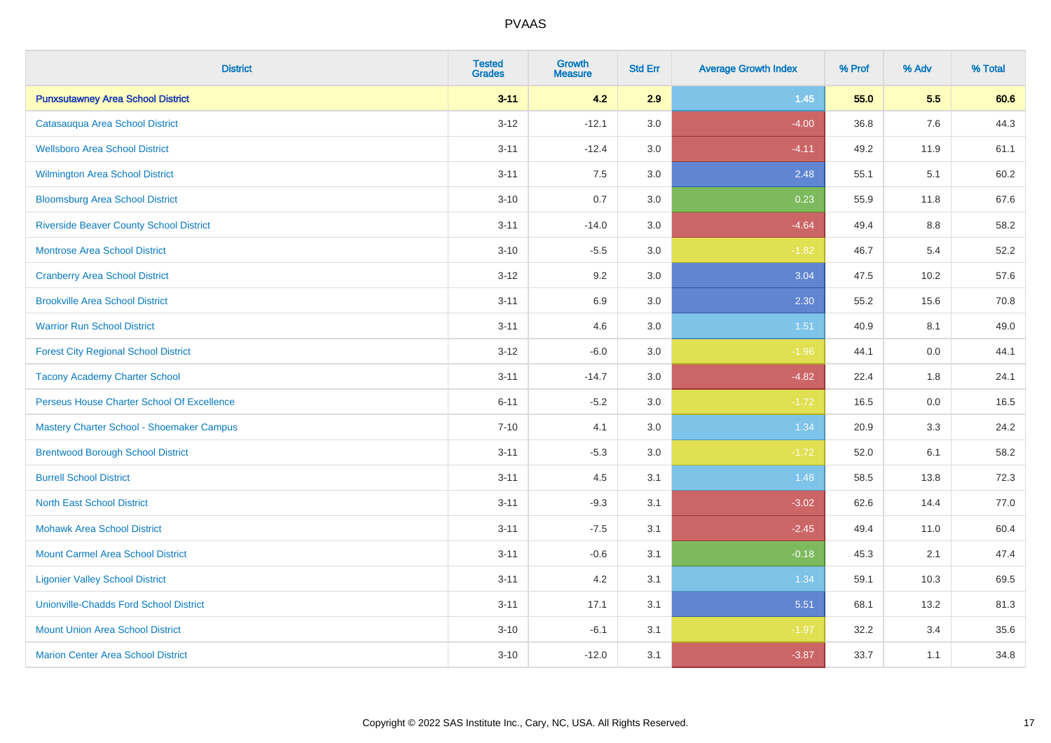# PVAAS

| District | Tested Grades | Growth Measure | Std Err | Average Growth Index | % Prof | % Adv | % Total |
|---|---|---|---|---|---|---|---|
| **Punxsutawney Area School District** | **3-11** | **4.2** | **2.9** | **1.45** | **55.0** | **5.5** | **60.6** |
| Catasauqua Area School District | 3-12 | -12.1 | 3.0 | -4.00 | 36.8 | 7.6 | 44.3 |
| Wellsboro Area School District | 3-11 | -12.4 | 3.0 | -4.11 | 49.2 | 11.9 | 61.1 |
| Wilmington Area School District | 3-11 | 7.5 | 3.0 | 2.48 | 55.1 | 5.1 | 60.2 |
| Bloomsburg Area School District | 3-10 | 0.7 | 3.0 | 0.23 | 55.9 | 11.8 | 67.6 |
| Riverside Beaver County School District | 3-11 | -14.0 | 3.0 | -4.64 | 49.4 | 8.8 | 58.2 |
| Montrose Area School District | 3-10 | -5.5 | 3.0 | -1.82 | 46.7 | 5.4 | 52.2 |
| Cranberry Area School District | 3-12 | 9.2 | 3.0 | 3.04 | 47.5 | 10.2 | 57.6 |
| Brookville Area School District | 3-11 | 6.9 | 3.0 | 2.30 | 55.2 | 15.6 | 70.8 |
| Warrior Run School District | 3-11 | 4.6 | 3.0 | 1.51 | 40.9 | 8.1 | 49.0 |
| Forest City Regional School District | 3-12 | -6.0 | 3.0 | -1.96 | 44.1 | 0.0 | 44.1 |
| Tacony Academy Charter School | 3-11 | -14.7 | 3.0 | -4.82 | 22.4 | 1.8 | 24.1 |
| Perseus House Charter School Of Excellence | 6-11 | -5.2 | 3.0 | -1.72 | 16.5 | 0.0 | 16.5 |
| Mastery Charter School - Shoemaker Campus | 7-10 | 4.1 | 3.0 | 1.34 | 20.9 | 3.3 | 24.2 |
| Brentwood Borough School District | 3-11 | -5.3 | 3.0 | -1.72 | 52.0 | 6.1 | 58.2 |
| Burrell School District | 3-11 | 4.5 | 3.1 | 1.48 | 58.5 | 13.8 | 72.3 |
| North East School District | 3-11 | -9.3 | 3.1 | -3.02 | 62.6 | 14.4 | 77.0 |
| Mohawk Area School District | 3-11 | -7.5 | 3.1 | -2.45 | 49.4 | 11.0 | 60.4 |
| Mount Carmel Area School District | 3-11 | -0.6 | 3.1 | -0.18 | 45.3 | 2.1 | 47.4 |
| Ligonier Valley School District | 3-11 | 4.2 | 3.1 | 1.34 | 59.1 | 10.3 | 69.5 |
| Unionville-Chadds Ford School District | 3-11 | 17.1 | 3.1 | 5.51 | 68.1 | 13.2 | 81.3 |
| Mount Union Area School District | 3-10 | -6.1 | 3.1 | -1.97 | 32.2 | 3.4 | 35.6 |
| Marion Center Area School District | 3-10 | -12.0 | 3.1 | -3.87 | 33.7 | 1.1 | 34.8 |

Copyright © 2022 SAS Institute Inc., Cary, NC, USA. All Rights Reserved.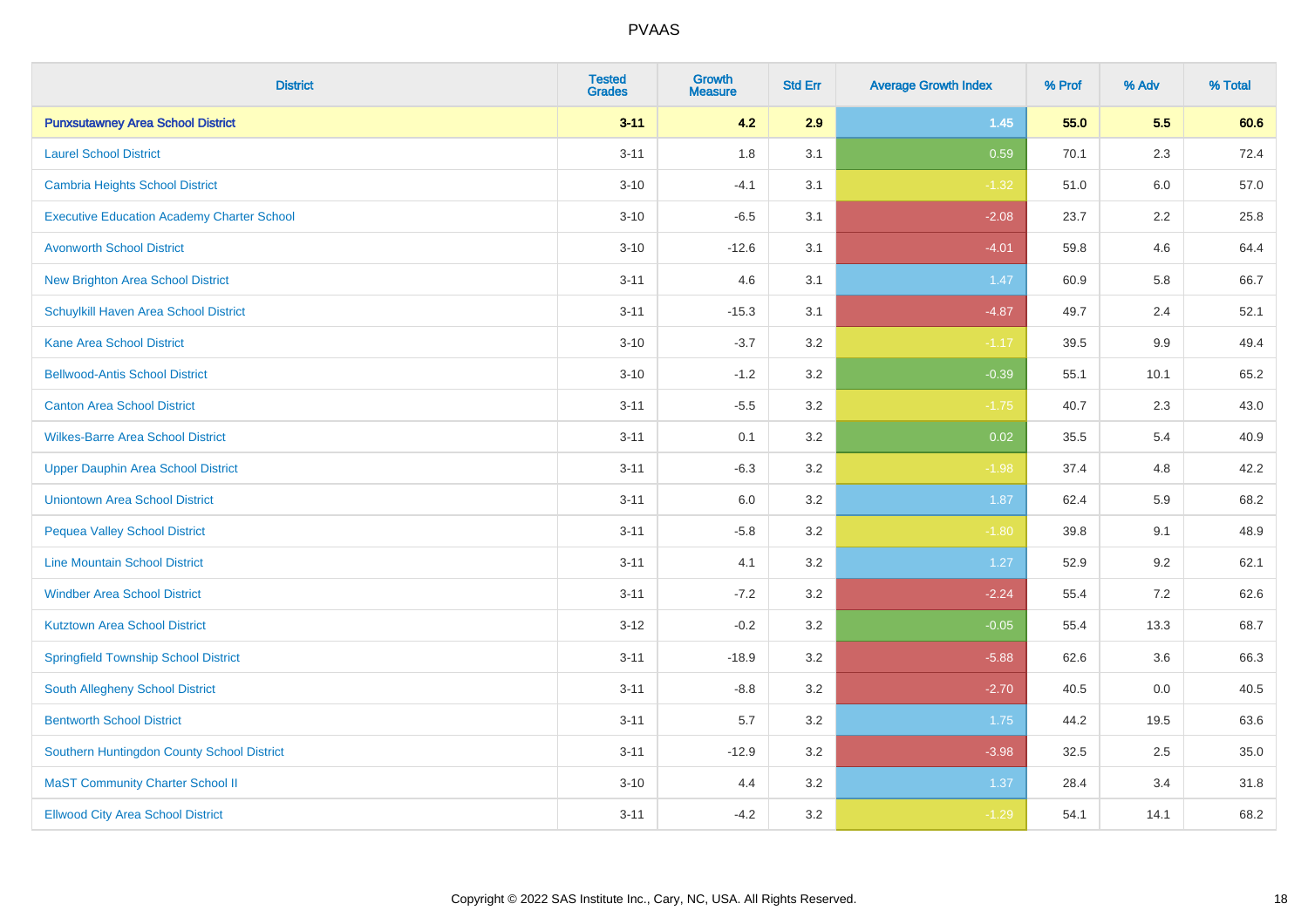# PVAAS

| District | Tested Grades | Growth Measure | Std Err | Average Growth Index | % Prof | % Adv | % Total |
|---|---|---|---|---|---|---|---|
| **Punxsutawney Area School District** | **3-11** | **4.2** | **2.9** | **1.45** | **55.0** | **5.5** | **60.6** |
| Laurel School District | 3-11 | 1.8 | 3.1 | 0.59 | 70.1 | 2.3 | 72.4 |
| Cambria Heights School District | 3-10 | -4.1 | 3.1 | -1.32 | 51.0 | 6.0 | 57.0 |
| Executive Education Academy Charter School | 3-10 | -6.5 | 3.1 | -2.08 | 23.7 | 2.2 | 25.8 |
| Avonworth School District | 3-10 | -12.6 | 3.1 | -4.01 | 59.8 | 4.6 | 64.4 |
| New Brighton Area School District | 3-11 | 4.6 | 3.1 | 1.47 | 60.9 | 5.8 | 66.7 |
| Schuylkill Haven Area School District | 3-11 | -15.3 | 3.1 | -4.87 | 49.7 | 2.4 | 52.1 |
| Kane Area School District | 3-10 | -3.7 | 3.2 | -1.17 | 39.5 | 9.9 | 49.4 |
| Bellwood-Antis School District | 3-10 | -1.2 | 3.2 | -0.39 | 55.1 | 10.1 | 65.2 |
| Canton Area School District | 3-11 | -5.5 | 3.2 | -1.75 | 40.7 | 2.3 | 43.0 |
| Wilkes-Barre Area School District | 3-11 | 0.1 | 3.2 | 0.02 | 35.5 | 5.4 | 40.9 |
| Upper Dauphin Area School District | 3-11 | -6.3 | 3.2 | -1.98 | 37.4 | 4.8 | 42.2 |
| Uniontown Area School District | 3-11 | 6.0 | 3.2 | 1.87 | 62.4 | 5.9 | 68.2 |
| Pequea Valley School District | 3-11 | -5.8 | 3.2 | -1.80 | 39.8 | 9.1 | 48.9 |
| Line Mountain School District | 3-11 | 4.1 | 3.2 | 1.27 | 52.9 | 9.2 | 62.1 |
| Windber Area School District | 3-11 | -7.2 | 3.2 | -2.24 | 55.4 | 7.2 | 62.6 |
| Kutztown Area School District | 3-12 | -0.2 | 3.2 | -0.05 | 55.4 | 13.3 | 68.7 |
| Springfield Township School District | 3-11 | -18.9 | 3.2 | -5.88 | 62.6 | 3.6 | 66.3 |
| South Allegheny School District | 3-11 | -8.8 | 3.2 | -2.70 | 40.5 | 0.0 | 40.5 |
| Bentworth School District | 3-11 | 5.7 | 3.2 | 1.75 | 44.2 | 19.5 | 63.6 |
| Southern Huntingdon County School District | 3-11 | -12.9 | 3.2 | -3.98 | 32.5 | 2.5 | 35.0 |
| MaST Community Charter School II | 3-10 | 4.4 | 3.2 | 1.37 | 28.4 | 3.4 | 31.8 |
| Ellwood City Area School District | 3-11 | -4.2 | 3.2 | -1.29 | 54.1 | 14.1 | 68.2 |

Copyright © 2022 SAS Institute Inc., Cary, NC, USA. All Rights Reserved.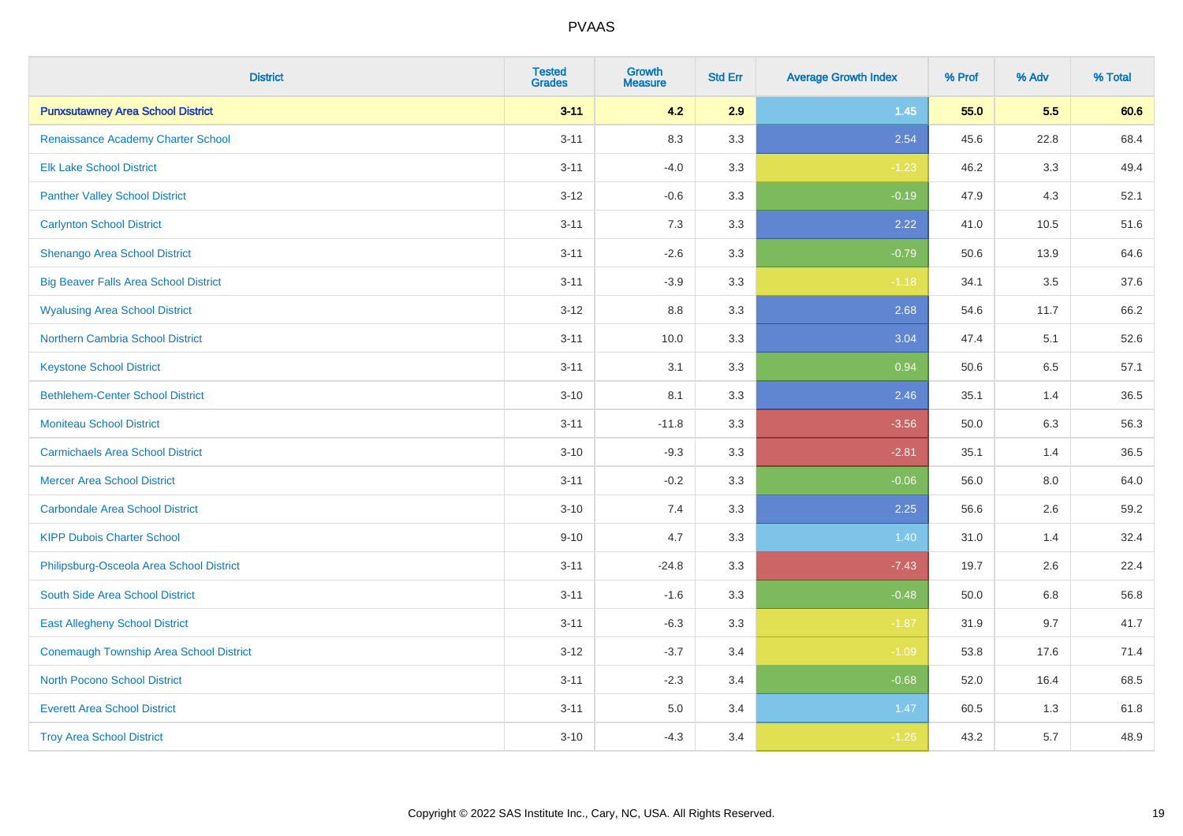| District | Tested Grades | Growth Measure | Std Err | Average Growth Index | % Prof | % Adv | % Total |
|---|---|---|---|---|---|---|---|
| **Punxsutawney Area School District** | **3-11** | **4.2** | **2.9** | **1.45** | **55.0** | **5.5** | **60.6** |
| Renaissance Academy Charter School | 3-11 | 8.3 | 3.3 | 2.54 | 45.6 | 22.8 | 68.4 |
| Elk Lake School District | 3-11 | -4.0 | 3.3 | -1.23 | 46.2 | 3.3 | 49.4 |
| Panther Valley School District | 3-12 | -0.6 | 3.3 | -0.19 | 47.9 | 4.3 | 52.1 |
| Carlynton School District | 3-11 | 7.3 | 3.3 | 2.22 | 41.0 | 10.5 | 51.6 |
| Shenango Area School District | 3-11 | -2.6 | 3.3 | -0.79 | 50.6 | 13.9 | 64.6 |
| Big Beaver Falls Area School District | 3-11 | -3.9 | 3.3 | -1.18 | 34.1 | 3.5 | 37.6 |
| Wyalusing Area School District | 3-12 | 8.8 | 3.3 | 2.68 | 54.6 | 11.7 | 66.2 |
| Northern Cambria School District | 3-11 | 10.0 | 3.3 | 3.04 | 47.4 | 5.1 | 52.6 |
| Keystone School District | 3-11 | 3.1 | 3.3 | 0.94 | 50.6 | 6.5 | 57.1 |
| Bethlehem-Center School District | 3-10 | 8.1 | 3.3 | 2.46 | 35.1 | 1.4 | 36.5 |
| Moniteau School District | 3-11 | -11.8 | 3.3 | -3.56 | 50.0 | 6.3 | 56.3 |
| Carmichaels Area School District | 3-10 | -9.3 | 3.3 | -2.81 | 35.1 | 1.4 | 36.5 |
| Mercer Area School District | 3-11 | -0.2 | 3.3 | -0.06 | 56.0 | 8.0 | 64.0 |
| Carbondale Area School District | 3-10 | 7.4 | 3.3 | 2.25 | 56.6 | 2.6 | 59.2 |
| KIPP Dubois Charter School | 9-10 | 4.7 | 3.3 | 1.40 | 31.0 | 1.4 | 32.4 |
| Philipsburg-Osceola Area School District | 3-11 | -24.8 | 3.3 | -7.43 | 19.7 | 2.6 | 22.4 |
| South Side Area School District | 3-11 | -1.6 | 3.3 | -0.48 | 50.0 | 6.8 | 56.8 |
| East Allegheny School District | 3-11 | -6.3 | 3.3 | -1.87 | 31.9 | 9.7 | 41.7 |
| Conemaugh Township Area School District | 3-12 | -3.7 | 3.4 | -1.09 | 53.8 | 17.6 | 71.4 |
| North Pocono School District | 3-11 | -2.3 | 3.4 | -0.68 | 52.0 | 16.4 | 68.5 |
| Everett Area School District | 3-11 | 5.0 | 3.4 | 1.47 | 60.5 | 1.3 | 61.8 |
| Troy Area School District | 3-10 | -4.3 | 3.4 | -1.26 | 43.2 | 5.7 | 48.9 |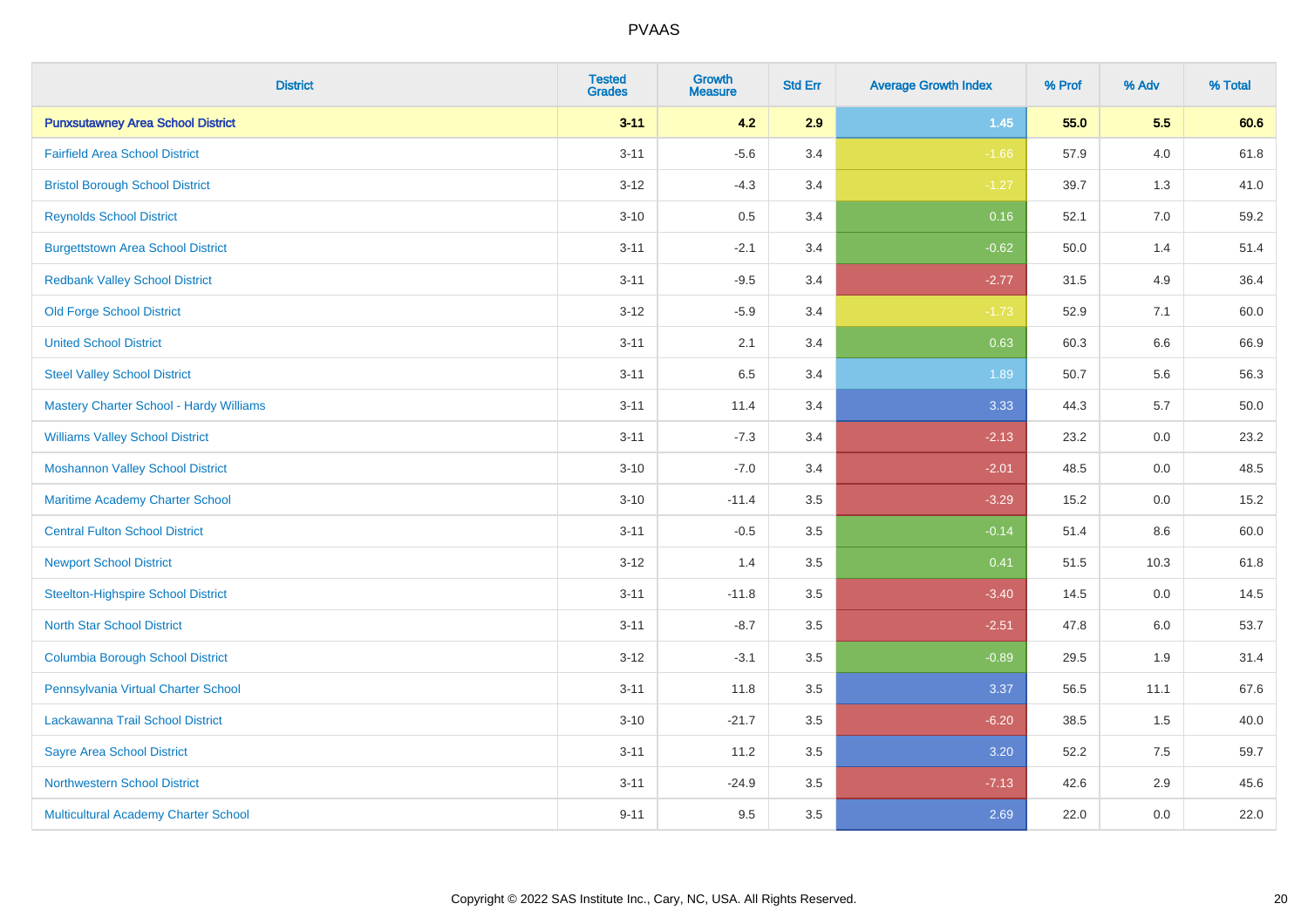| District | Tested Grades | Growth Measure | Std Err | Average Growth Index | % Prof | % Adv | % Total |
|---|---|---|---|---|---|---|---|
| **Punxsutawney Area School District** | **3-11** | **4.2** | **2.9** | **1.45** | **55.0** | **5.5** | **60.6** |
| Fairfield Area School District | 3-11 | -5.6 | 3.4 | -1.66 | 57.9 | 4.0 | 61.8 |
| Bristol Borough School District | 3-12 | -4.3 | 3.4 | -1.27 | 39.7 | 1.3 | 41.0 |
| Reynolds School District | 3-10 | 0.5 | 3.4 | 0.16 | 52.1 | 7.0 | 59.2 |
| Burgettstown Area School District | 3-11 | -2.1 | 3.4 | -0.62 | 50.0 | 1.4 | 51.4 |
| Redbank Valley School District | 3-11 | -9.5 | 3.4 | -2.77 | 31.5 | 4.9 | 36.4 |
| Old Forge School District | 3-12 | -5.9 | 3.4 | -1.73 | 52.9 | 7.1 | 60.0 |
| United School District | 3-11 | 2.1 | 3.4 | 0.63 | 60.3 | 6.6 | 66.9 |
| Steel Valley School District | 3-11 | 6.5 | 3.4 | 1.89 | 50.7 | 5.6 | 56.3 |
| Mastery Charter School - Hardy Williams | 3-11 | 11.4 | 3.4 | 3.33 | 44.3 | 5.7 | 50.0 |
| Williams Valley School District | 3-11 | -7.3 | 3.4 | -2.13 | 23.2 | 0.0 | 23.2 |
| Moshannon Valley School District | 3-10 | -7.0 | 3.4 | -2.01 | 48.5 | 0.0 | 48.5 |
| Maritime Academy Charter School | 3-10 | -11.4 | 3.5 | -3.29 | 15.2 | 0.0 | 15.2 |
| Central Fulton School District | 3-11 | -0.5 | 3.5 | -0.14 | 51.4 | 8.6 | 60.0 |
| Newport School District | 3-12 | 1.4 | 3.5 | 0.41 | 51.5 | 10.3 | 61.8 |
| Steelton-Highspire School District | 3-11 | -11.8 | 3.5 | -3.40 | 14.5 | 0.0 | 14.5 |
| North Star School District | 3-11 | -8.7 | 3.5 | -2.51 | 47.8 | 6.0 | 53.7 |
| Columbia Borough School District | 3-12 | -3.1 | 3.5 | -0.89 | 29.5 | 1.9 | 31.4 |
| Pennsylvania Virtual Charter School | 3-11 | 11.8 | 3.5 | 3.37 | 56.5 | 11.1 | 67.6 |
| Lackawanna Trail School District | 3-10 | -21.7 | 3.5 | -6.20 | 38.5 | 1.5 | 40.0 |
| Sayre Area School District | 3-11 | 11.2 | 3.5 | 3.20 | 52.2 | 7.5 | 59.7 |
| Northwestern School District | 3-11 | -24.9 | 3.5 | -7.13 | 42.6 | 2.9 | 45.6 |
| Multicultural Academy Charter School | 9-11 | 9.5 | 3.5 | 2.69 | 22.0 | 0.0 | 22.0 |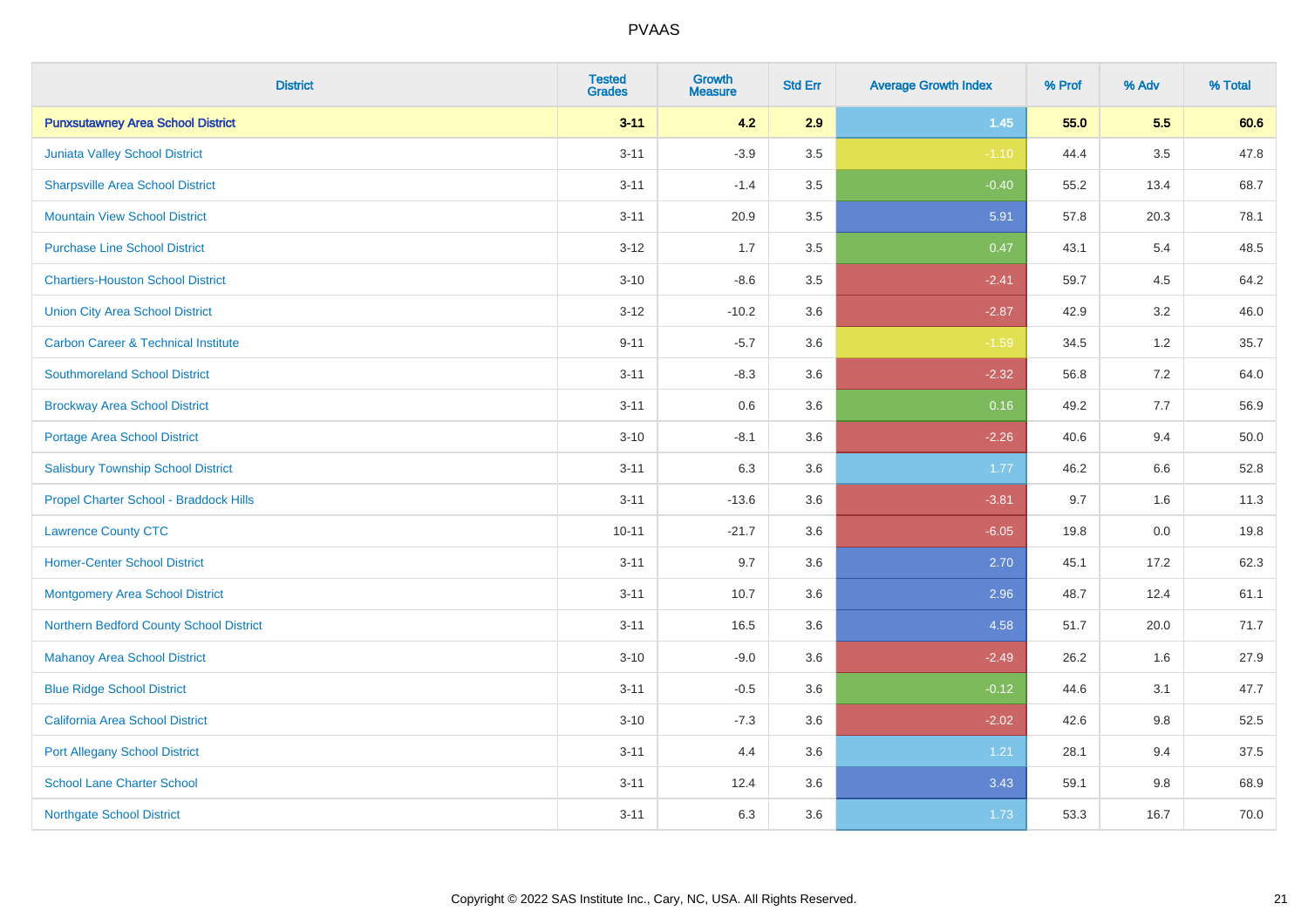| District | Tested Grades | Growth Measure | Std Err | Average Growth Index | % Prof | % Adv | % Total |
|---|---|---|---|---|---|---|---|
| **Punxsutawney Area School District** | **3-11** | **4.2** | **2.9** | **1.45** | **55.0** | **5.5** | **60.6** |
| Juniata Valley School District | 3-11 | -3.9 | 3.5 | -1.10 | 44.4 | 3.5 | 47.8 |
| Sharpsville Area School District | 3-11 | -1.4 | 3.5 | -0.40 | 55.2 | 13.4 | 68.7 |
| Mountain View School District | 3-11 | 20.9 | 3.5 | 5.91 | 57.8 | 20.3 | 78.1 |
| Purchase Line School District | 3-12 | 1.7 | 3.5 | 0.47 | 43.1 | 5.4 | 48.5 |
| Chartiers-Houston School District | 3-10 | -8.6 | 3.5 | -2.41 | 59.7 | 4.5 | 64.2 |
| Union City Area School District | 3-12 | -10.2 | 3.6 | -2.87 | 42.9 | 3.2 | 46.0 |
| Carbon Career & Technical Institute | 9-11 | -5.7 | 3.6 | -1.59 | 34.5 | 1.2 | 35.7 |
| Southmoreland School District | 3-11 | -8.3 | 3.6 | -2.32 | 56.8 | 7.2 | 64.0 |
| Brockway Area School District | 3-11 | 0.6 | 3.6 | 0.16 | 49.2 | 7.7 | 56.9 |
| Portage Area School District | 3-10 | -8.1 | 3.6 | -2.26 | 40.6 | 9.4 | 50.0 |
| Salisbury Township School District | 3-11 | 6.3 | 3.6 | 1.77 | 46.2 | 6.6 | 52.8 |
| Propel Charter School - Braddock Hills | 3-11 | -13.6 | 3.6 | -3.81 | 9.7 | 1.6 | 11.3 |
| Lawrence County CTC | 10-11 | -21.7 | 3.6 | -6.05 | 19.8 | 0.0 | 19.8 |
| Homer-Center School District | 3-11 | 9.7 | 3.6 | 2.70 | 45.1 | 17.2 | 62.3 |
| Montgomery Area School District | 3-11 | 10.7 | 3.6 | 2.96 | 48.7 | 12.4 | 61.1 |
| Northern Bedford County School District | 3-11 | 16.5 | 3.6 | 4.58 | 51.7 | 20.0 | 71.7 |
| Mahanoy Area School District | 3-10 | -9.0 | 3.6 | -2.49 | 26.2 | 1.6 | 27.9 |
| Blue Ridge School District | 3-11 | -0.5 | 3.6 | -0.12 | 44.6 | 3.1 | 47.7 |
| California Area School District | 3-10 | -7.3 | 3.6 | -2.02 | 42.6 | 9.8 | 52.5 |
| Port Allegany School District | 3-11 | 4.4 | 3.6 | 1.21 | 28.1 | 9.4 | 37.5 |
| School Lane Charter School | 3-11 | 12.4 | 3.6 | 3.43 | 59.1 | 9.8 | 68.9 |
| Northgate School District | 3-11 | 6.3 | 3.6 | 1.73 | 53.3 | 16.7 | 70.0 |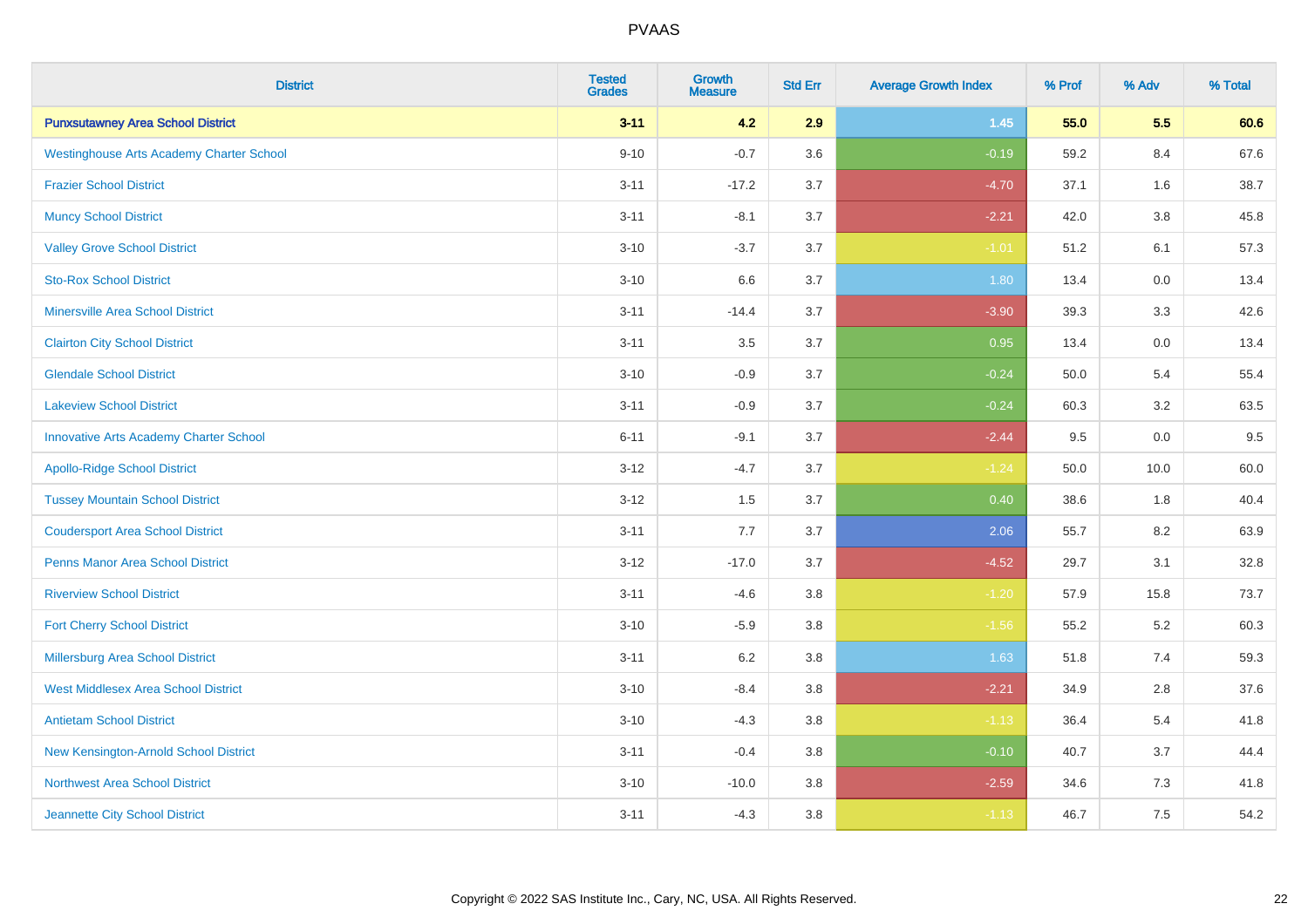# PVAAS

| District | Tested Grades | Growth Measure | Std Err | Average Growth Index | % Prof | % Adv | % Total |
|---|---|---|---|---|---|---|---|
| **Punxsutawney Area School District** | **3-11** | **4.2** | **2.9** | **1.45** | **55.0** | **5.5** | **60.6** |
| Westinghouse Arts Academy Charter School | 9-10 | -0.7 | 3.6 | -0.19 | 59.2 | 8.4 | 67.6 |
| Frazier School District | 3-11 | -17.2 | 3.7 | -4.70 | 37.1 | 1.6 | 38.7 |
| Muncy School District | 3-11 | -8.1 | 3.7 | -2.21 | 42.0 | 3.8 | 45.8 |
| Valley Grove School District | 3-10 | -3.7 | 3.7 | -1.01 | 51.2 | 6.1 | 57.3 |
| Sto-Rox School District | 3-10 | 6.6 | 3.7 | 1.80 | 13.4 | 0.0 | 13.4 |
| Minersville Area School District | 3-11 | -14.4 | 3.7 | -3.90 | 39.3 | 3.3 | 42.6 |
| Clairton City School District | 3-11 | 3.5 | 3.7 | 0.95 | 13.4 | 0.0 | 13.4 |
| Glendale School District | 3-10 | -0.9 | 3.7 | -0.24 | 50.0 | 5.4 | 55.4 |
| Lakeview School District | 3-11 | -0.9 | 3.7 | -0.24 | 60.3 | 3.2 | 63.5 |
| Innovative Arts Academy Charter School | 6-11 | -9.1 | 3.7 | -2.44 | 9.5 | 0.0 | 9.5 |
| Apollo-Ridge School District | 3-12 | -4.7 | 3.7 | -1.24 | 50.0 | 10.0 | 60.0 |
| Tussey Mountain School District | 3-12 | 1.5 | 3.7 | 0.40 | 38.6 | 1.8 | 40.4 |
| Coudersport Area School District | 3-11 | 7.7 | 3.7 | 2.06 | 55.7 | 8.2 | 63.9 |
| Penns Manor Area School District | 3-12 | -17.0 | 3.7 | -4.52 | 29.7 | 3.1 | 32.8 |
| Riverview School District | 3-11 | -4.6 | 3.8 | -1.20 | 57.9 | 15.8 | 73.7 |
| Fort Cherry School District | 3-10 | -5.9 | 3.8 | -1.56 | 55.2 | 5.2 | 60.3 |
| Millersburg Area School District | 3-11 | 6.2 | 3.8 | 1.63 | 51.8 | 7.4 | 59.3 |
| West Middlesex Area School District | 3-10 | -8.4 | 3.8 | -2.21 | 34.9 | 2.8 | 37.6 |
| Antietam School District | 3-10 | -4.3 | 3.8 | -1.13 | 36.4 | 5.4 | 41.8 |
| New Kensington-Arnold School District | 3-11 | -0.4 | 3.8 | -0.10 | 40.7 | 3.7 | 44.4 |
| Northwest Area School District | 3-10 | -10.0 | 3.8 | -2.59 | 34.6 | 7.3 | 41.8 |
| Jeannette City School District | 3-11 | -4.3 | 3.8 | -1.13 | 46.7 | 7.5 | 54.2 |

Copyright © 2022 SAS Institute Inc., Cary, NC, USA. All Rights Reserved.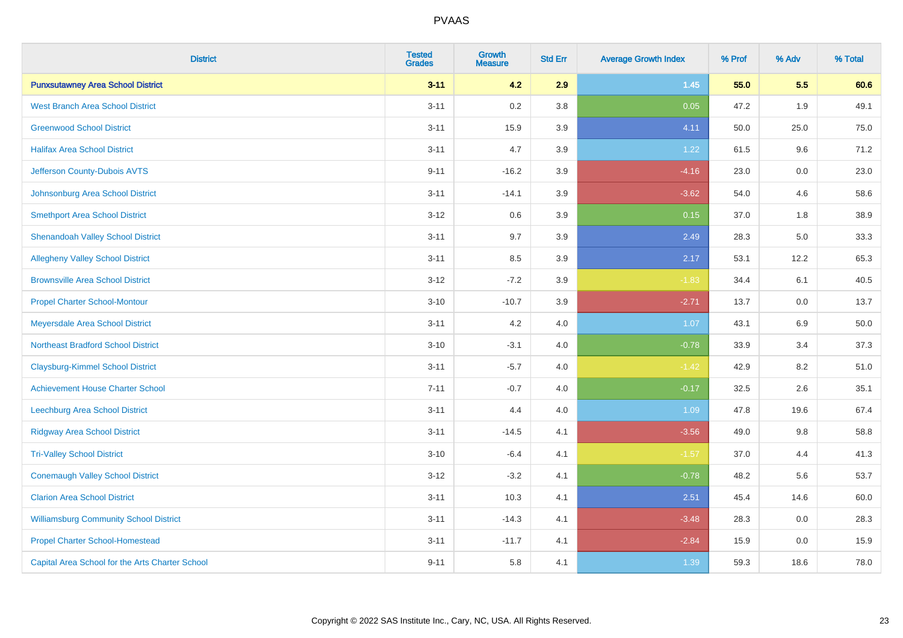| District | Tested Grades | Growth Measure | Std Err | Average Growth Index | % Prof | % Adv | % Total |
|---|---|---|---|---|---|---|---|
| **Punxsutawney Area School District** | **3-11** | **4.2** | **2.9** | **1.45** | **55.0** | **5.5** | **60.6** |
| West Branch Area School District | 3-11 | 0.2 | 3.8 | 0.05 | 47.2 | 1.9 | 49.1 |
| Greenwood School District | 3-11 | 15.9 | 3.9 | 4.11 | 50.0 | 25.0 | 75.0 |
| Halifax Area School District | 3-11 | 4.7 | 3.9 | 1.22 | 61.5 | 9.6 | 71.2 |
| Jefferson County-Dubois AVTS | 9-11 | -16.2 | 3.9 | -4.16 | 23.0 | 0.0 | 23.0 |
| Johnsonburg Area School District | 3-11 | -14.1 | 3.9 | -3.62 | 54.0 | 4.6 | 58.6 |
| Smethport Area School District | 3-12 | 0.6 | 3.9 | 0.15 | 37.0 | 1.8 | 38.9 |
| Shenandoah Valley School District | 3-11 | 9.7 | 3.9 | 2.49 | 28.3 | 5.0 | 33.3 |
| Allegheny Valley School District | 3-11 | 8.5 | 3.9 | 2.17 | 53.1 | 12.2 | 65.3 |
| Brownsville Area School District | 3-12 | -7.2 | 3.9 | -1.83 | 34.4 | 6.1 | 40.5 |
| Propel Charter School-Montour | 3-10 | -10.7 | 3.9 | -2.71 | 13.7 | 0.0 | 13.7 |
| Meyersdale Area School District | 3-11 | 4.2 | 4.0 | 1.07 | 43.1 | 6.9 | 50.0 |
| Northeast Bradford School District | 3-10 | -3.1 | 4.0 | -0.78 | 33.9 | 3.4 | 37.3 |
| Claysburg-Kimmel School District | 3-11 | -5.7 | 4.0 | -1.42 | 42.9 | 8.2 | 51.0 |
| Achievement House Charter School | 7-11 | -0.7 | 4.0 | -0.17 | 32.5 | 2.6 | 35.1 |
| Leechburg Area School District | 3-11 | 4.4 | 4.0 | 1.09 | 47.8 | 19.6 | 67.4 |
| Ridgway Area School District | 3-11 | -14.5 | 4.1 | -3.56 | 49.0 | 9.8 | 58.8 |
| Tri-Valley School District | 3-10 | -6.4 | 4.1 | -1.57 | 37.0 | 4.4 | 41.3 |
| Conemaugh Valley School District | 3-12 | -3.2 | 4.1 | -0.78 | 48.2 | 5.6 | 53.7 |
| Clarion Area School District | 3-11 | 10.3 | 4.1 | 2.51 | 45.4 | 14.6 | 60.0 |
| Williamsburg Community School District | 3-11 | -14.3 | 4.1 | -3.48 | 28.3 | 0.0 | 28.3 |
| Propel Charter School-Homestead | 3-11 | -11.7 | 4.1 | -2.84 | 15.9 | 0.0 | 15.9 |
| Capital Area School for the Arts Charter School | 9-11 | 5.8 | 4.1 | 1.39 | 59.3 | 18.6 | 78.0 |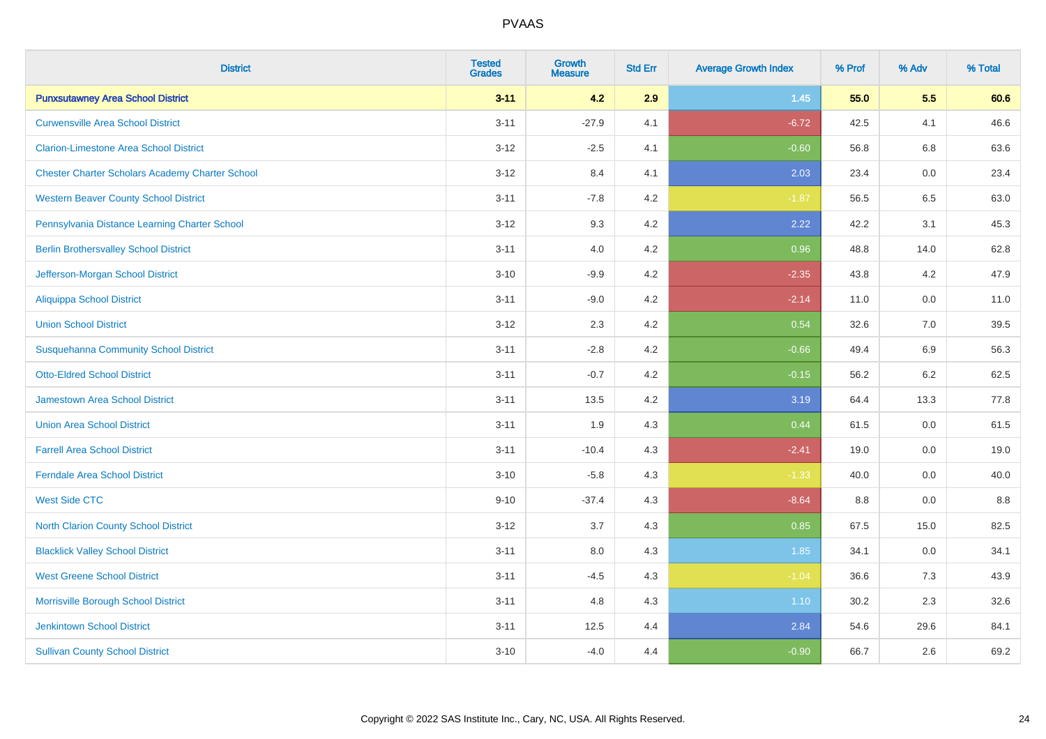| District | Tested Grades | Growth Measure | Std Err | Average Growth Index | % Prof | % Adv | % Total |
|---|---|---|---|---|---|---|---|
| **Punxsutawney Area School District** | **3-11** | **4.2** | **2.9** | **1.45** | **55.0** | **5.5** | **60.6** |
| Curwensville Area School District | 3-11 | -27.9 | 4.1 | -6.72 | 42.5 | 4.1 | 46.6 |
| Clarion-Limestone Area School District | 3-12 | -2.5 | 4.1 | -0.60 | 56.8 | 6.8 | 63.6 |
| Chester Charter Scholars Academy Charter School | 3-12 | 8.4 | 4.1 | 2.03 | 23.4 | 0.0 | 23.4 |
| Western Beaver County School District | 3-11 | -7.8 | 4.2 | -1.87 | 56.5 | 6.5 | 63.0 |
| Pennsylvania Distance Learning Charter School | 3-12 | 9.3 | 4.2 | 2.22 | 42.2 | 3.1 | 45.3 |
| Berlin Brothersvalley School District | 3-11 | 4.0 | 4.2 | 0.96 | 48.8 | 14.0 | 62.8 |
| Jefferson-Morgan School District | 3-10 | -9.9 | 4.2 | -2.35 | 43.8 | 4.2 | 47.9 |
| Aliquippa School District | 3-11 | -9.0 | 4.2 | -2.14 | 11.0 | 0.0 | 11.0 |
| Union School District | 3-12 | 2.3 | 4.2 | 0.54 | 32.6 | 7.0 | 39.5 |
| Susquehanna Community School District | 3-11 | -2.8 | 4.2 | -0.66 | 49.4 | 6.9 | 56.3 |
| Otto-Eldred School District | 3-11 | -0.7 | 4.2 | -0.15 | 56.2 | 6.2 | 62.5 |
| Jamestown Area School District | 3-11 | 13.5 | 4.2 | 3.19 | 64.4 | 13.3 | 77.8 |
| Union Area School District | 3-11 | 1.9 | 4.3 | 0.44 | 61.5 | 0.0 | 61.5 |
| Farrell Area School District | 3-11 | -10.4 | 4.3 | -2.41 | 19.0 | 0.0 | 19.0 |
| Ferndale Area School District | 3-10 | -5.8 | 4.3 | -1.33 | 40.0 | 0.0 | 40.0 |
| West Side CTC | 9-10 | -37.4 | 4.3 | -8.64 | 8.8 | 0.0 | 8.8 |
| North Clarion County School District | 3-12 | 3.7 | 4.3 | 0.85 | 67.5 | 15.0 | 82.5 |
| Blacklick Valley School District | 3-11 | 8.0 | 4.3 | 1.85 | 34.1 | 0.0 | 34.1 |
| West Greene School District | 3-11 | -4.5 | 4.3 | -1.04 | 36.6 | 7.3 | 43.9 |
| Morrisville Borough School District | 3-11 | 4.8 | 4.3 | 1.10 | 30.2 | 2.3 | 32.6 |
| Jenkintown School District | 3-11 | 12.5 | 4.4 | 2.84 | 54.6 | 29.6 | 84.1 |
| Sullivan County School District | 3-10 | -4.0 | 4.4 | -0.90 | 66.7 | 2.6 | 69.2 |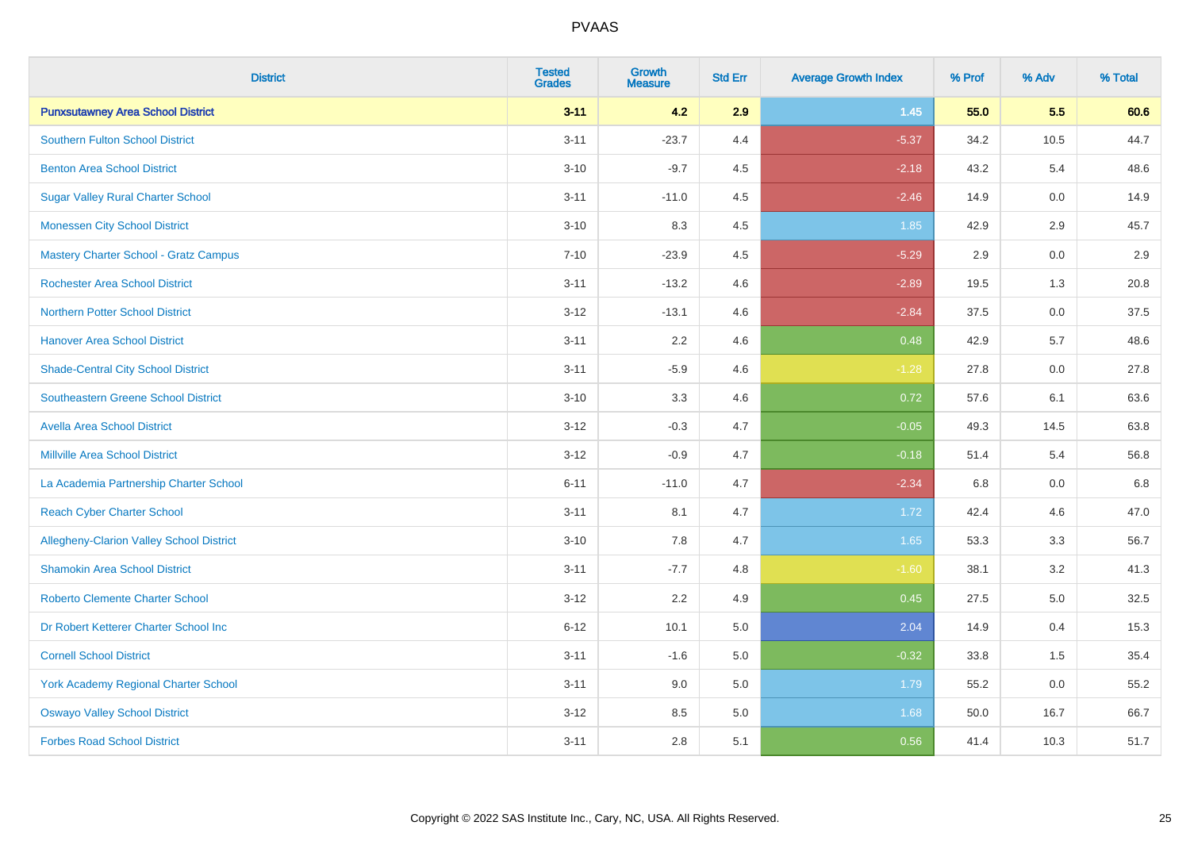# PVAAS

| District | Tested Grades | Growth Measure | Std Err | Average Growth Index | % Prof | % Adv | % Total |
|---|---|---|---|---|---|---|---|
| **Punxsutawney Area School District** | **3-11** | **4.2** | **2.9** | **1.45** | **55.0** | **5.5** | **60.6** |
| Southern Fulton School District | 3-11 | -23.7 | 4.4 | -5.37 | 34.2 | 10.5 | 44.7 |
| Benton Area School District | 3-10 | -9.7 | 4.5 | -2.18 | 43.2 | 5.4 | 48.6 |
| Sugar Valley Rural Charter School | 3-11 | -11.0 | 4.5 | -2.46 | 14.9 | 0.0 | 14.9 |
| Monessen City School District | 3-10 | 8.3 | 4.5 | 1.85 | 42.9 | 2.9 | 45.7 |
| Mastery Charter School - Gratz Campus | 7-10 | -23.9 | 4.5 | -5.29 | 2.9 | 0.0 | 2.9 |
| Rochester Area School District | 3-11 | -13.2 | 4.6 | -2.89 | 19.5 | 1.3 | 20.8 |
| Northern Potter School District | 3-12 | -13.1 | 4.6 | -2.84 | 37.5 | 0.0 | 37.5 |
| Hanover Area School District | 3-11 | 2.2 | 4.6 | 0.48 | 42.9 | 5.7 | 48.6 |
| Shade-Central City School District | 3-11 | -5.9 | 4.6 | -1.28 | 27.8 | 0.0 | 27.8 |
| Southeastern Greene School District | 3-10 | 3.3 | 4.6 | 0.72 | 57.6 | 6.1 | 63.6 |
| Avella Area School District | 3-12 | -0.3 | 4.7 | -0.05 | 49.3 | 14.5 | 63.8 |
| Millville Area School District | 3-12 | -0.9 | 4.7 | -0.18 | 51.4 | 5.4 | 56.8 |
| La Academia Partnership Charter School | 6-11 | -11.0 | 4.7 | -2.34 | 6.8 | 0.0 | 6.8 |
| Reach Cyber Charter School | 3-11 | 8.1 | 4.7 | 1.72 | 42.4 | 4.6 | 47.0 |
| Allegheny-Clarion Valley School District | 3-10 | 7.8 | 4.7 | 1.65 | 53.3 | 3.3 | 56.7 |
| Shamokin Area School District | 3-11 | -7.7 | 4.8 | -1.60 | 38.1 | 3.2 | 41.3 |
| Roberto Clemente Charter School | 3-12 | 2.2 | 4.9 | 0.45 | 27.5 | 5.0 | 32.5 |
| Dr Robert Ketterer Charter School Inc | 6-12 | 10.1 | 5.0 | 2.04 | 14.9 | 0.4 | 15.3 |
| Cornell School District | 3-11 | -1.6 | 5.0 | -0.32 | 33.8 | 1.5 | 35.4 |
| York Academy Regional Charter School | 3-11 | 9.0 | 5.0 | 1.79 | 55.2 | 0.0 | 55.2 |
| Oswayo Valley School District | 3-12 | 8.5 | 5.0 | 1.68 | 50.0 | 16.7 | 66.7 |
| Forbes Road School District | 3-11 | 2.8 | 5.1 | 0.56 | 41.4 | 10.3 | 51.7 |

Copyright © 2022 SAS Institute Inc., Cary, NC, USA. All Rights Reserved.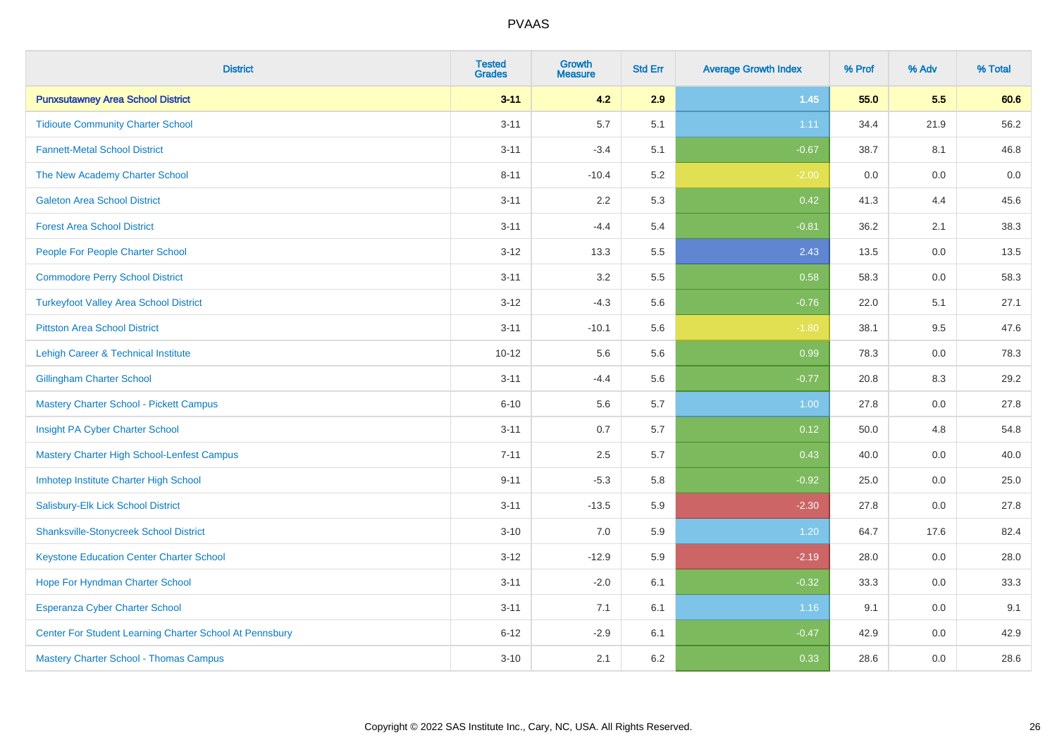# PVAAS

| District | Tested Grades | Growth Measure | Std Err | Average Growth Index | % Prof | % Adv | % Total |
|---|---|---|---|---|---|---|---|
| **Punxsutawney Area School District** | **3-11** | **4.2** | **2.9** | **1.45** | **55.0** | **5.5** | **60.6** |
| Tidioute Community Charter School | 3-11 | 5.7 | 5.1 | 1.11 | 34.4 | 21.9 | 56.2 |
| Fannett-Metal School District | 3-11 | -3.4 | 5.1 | -0.67 | 38.7 | 8.1 | 46.8 |
| The New Academy Charter School | 8-11 | -10.4 | 5.2 | -2.00 | 0.0 | 0.0 | 0.0 |
| Galeton Area School District | 3-11 | 2.2 | 5.3 | 0.42 | 41.3 | 4.4 | 45.6 |
| Forest Area School District | 3-11 | -4.4 | 5.4 | -0.81 | 36.2 | 2.1 | 38.3 |
| People For People Charter School | 3-12 | 13.3 | 5.5 | 2.43 | 13.5 | 0.0 | 13.5 |
| Commodore Perry School District | 3-11 | 3.2 | 5.5 | 0.58 | 58.3 | 0.0 | 58.3 |
| Turkeyfoot Valley Area School District | 3-12 | -4.3 | 5.6 | -0.76 | 22.0 | 5.1 | 27.1 |
| Pittston Area School District | 3-11 | -10.1 | 5.6 | -1.80 | 38.1 | 9.5 | 47.6 |
| Lehigh Career & Technical Institute | 10-12 | 5.6 | 5.6 | 0.99 | 78.3 | 0.0 | 78.3 |
| Gillingham Charter School | 3-11 | -4.4 | 5.6 | -0.77 | 20.8 | 8.3 | 29.2 |
| Mastery Charter School - Pickett Campus | 6-10 | 5.6 | 5.7 | 1.00 | 27.8 | 0.0 | 27.8 |
| Insight PA Cyber Charter School | 3-11 | 0.7 | 5.7 | 0.12 | 50.0 | 4.8 | 54.8 |
| Mastery Charter High School-Lenfest Campus | 7-11 | 2.5 | 5.7 | 0.43 | 40.0 | 0.0 | 40.0 |
| Imhotep Institute Charter High School | 9-11 | -5.3 | 5.8 | -0.92 | 25.0 | 0.0 | 25.0 |
| Salisbury-Elk Lick School District | 3-11 | -13.5 | 5.9 | -2.30 | 27.8 | 0.0 | 27.8 |
| Shanksville-Stonycreek School District | 3-10 | 7.0 | 5.9 | 1.20 | 64.7 | 17.6 | 82.4 |
| Keystone Education Center Charter School | 3-12 | -12.9 | 5.9 | -2.19 | 28.0 | 0.0 | 28.0 |
| Hope For Hyndman Charter School | 3-11 | -2.0 | 6.1 | -0.32 | 33.3 | 0.0 | 33.3 |
| Esperanza Cyber Charter School | 3-11 | 7.1 | 6.1 | 1.16 | 9.1 | 0.0 | 9.1 |
| Center For Student Learning Charter School At Pennsbury | 6-12 | -2.9 | 6.1 | -0.47 | 42.9 | 0.0 | 42.9 |
| Mastery Charter School - Thomas Campus | 3-10 | 2.1 | 6.2 | 0.33 | 28.6 | 0.0 | 28.6 |

Copyright © 2022 SAS Institute Inc., Cary, NC, USA. All Rights Reserved.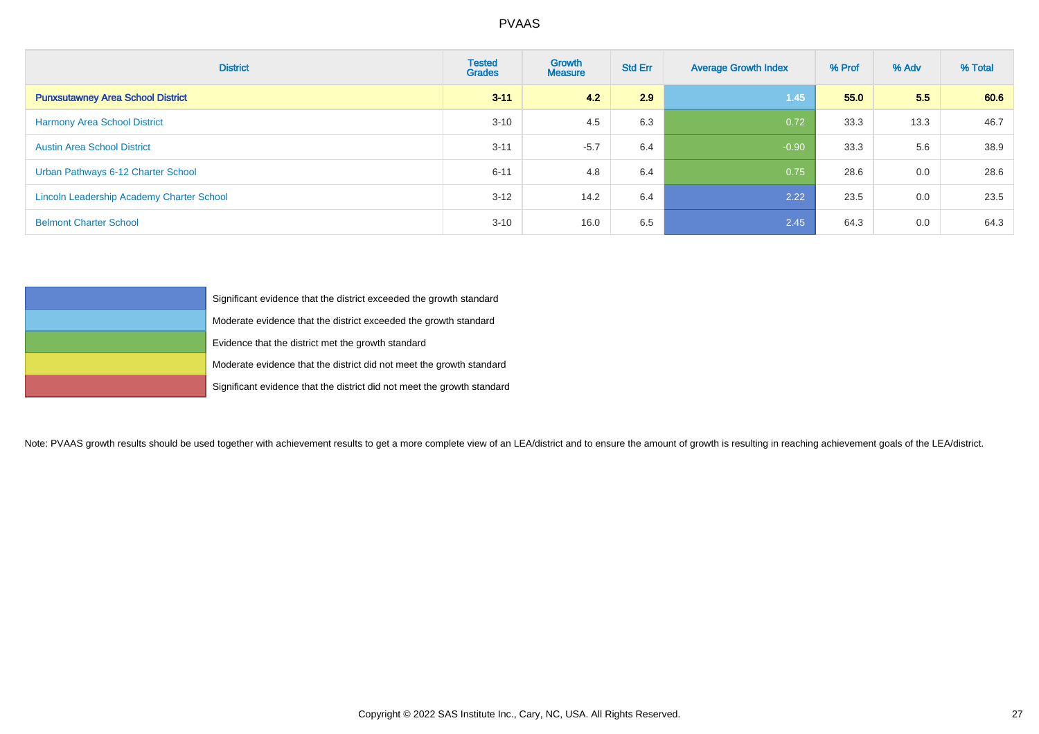# PVAAS

| District | Tested Grades | Growth Measure | Std Err | Average Growth Index | % Prof | % Adv | % Total |
|---|---|---|---|---|---|---|---|
| **Punxsutawney Area School District** | **3-11** | **4.2** | **2.9** | **1.45** | **55.0** | **5.5** | **60.6** |
| Harmony Area School District | 3-10 | 4.5 | 6.3 | 0.72 | 33.3 | 13.3 | 46.7 |
| Austin Area School District | 3-11 | -5.7 | 6.4 | -0.90 | 33.3 | 5.6 | 38.9 |
| Urban Pathways 6-12 Charter School | 6-11 | 4.8 | 6.4 | 0.75 | 28.6 | 0.0 | 28.6 |
| Lincoln Leadership Academy Charter School | 3-12 | 14.2 | 6.4 | 2.22 | 23.5 | 0.0 | 23.5 |
| Belmont Charter School | 3-10 | 16.0 | 6.5 | 2.45 | 64.3 | 0.0 | 64.3 |

Significant evidence that the district exceeded the growth standard

Moderate evidence that the district exceeded the growth standard

Evidence that the district met the growth standard

Moderate evidence that the district did not meet the growth standard

Significant evidence that the district did not meet the growth standard

Note: PVAAS growth results should be used together with achievement results to get a more complete view of an LEA/district and to ensure the amount of growth is resulting in reaching achievement goals of the LEA/district.

Copyright © 2022 SAS Institute Inc., Cary, NC, USA. All Rights Reserved.